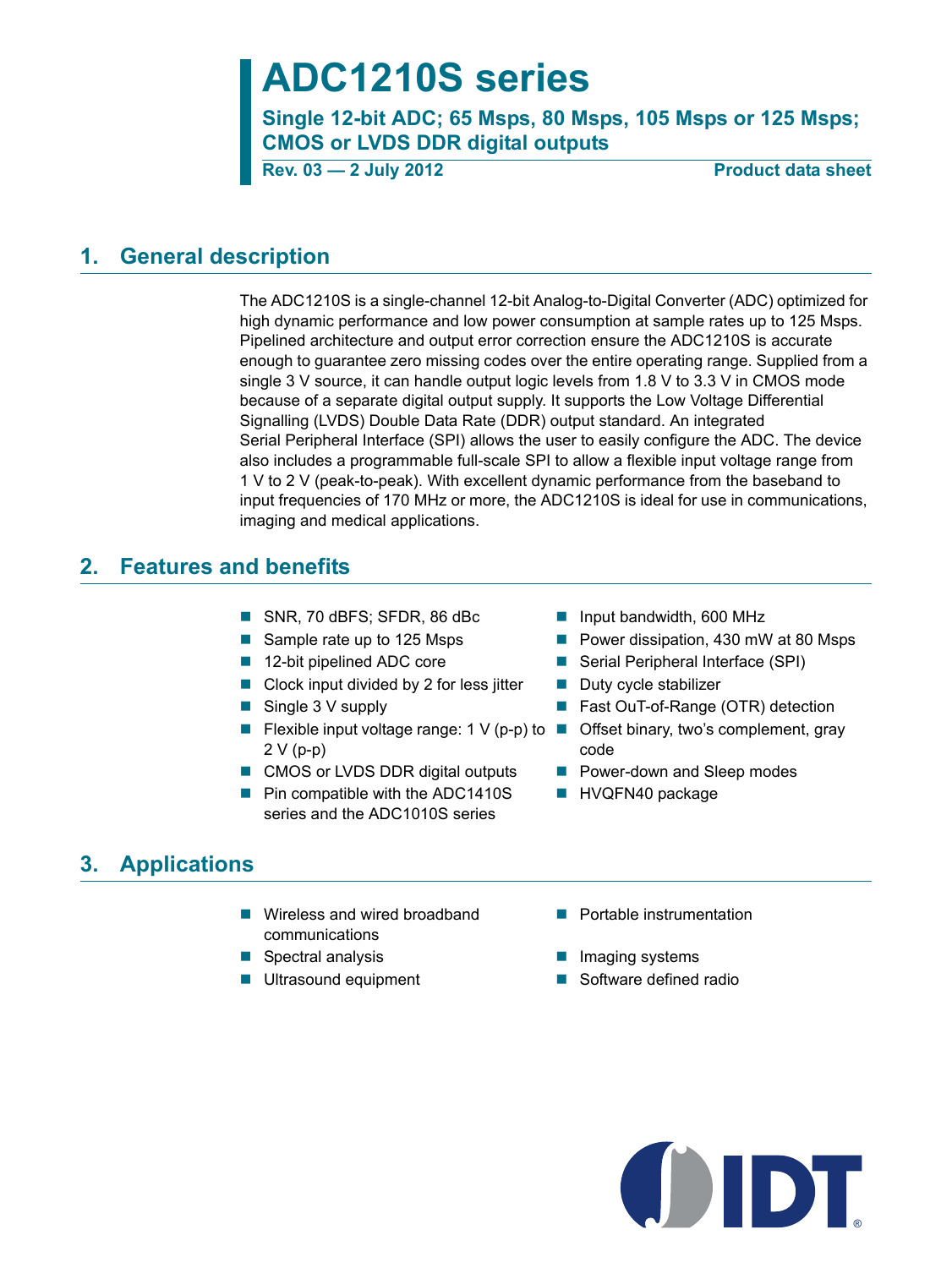# ADC1210S series

**Single 12-bit ADC; 65 Msps, 80 Msps, 105 Msps or 125 Msps; CMOS or LVDS DDR digital outputs**

**Rev. 03 — 2 July 2012** **Product data sheet**

## 1. General description

The ADC1210S is a single-channel 12-bit Analog-to-Digital Converter (ADC) optimized for high dynamic performance and low power consumption at sample rates up to 125 Msps. Pipelined architecture and output error correction ensure the ADC1210S is accurate enough to guarantee zero missing codes over the entire operating range. Supplied from a single 3 V source, it can handle output logic levels from 1.8 V to 3.3 V in CMOS mode because of a separate digital output supply. It supports the Low Voltage Differential Signalling (LVDS) Double Data Rate (DDR) output standard. An integrated Serial Peripheral Interface (SPI) allows the user to easily configure the ADC. The device also includes a programmable full-scale SPI to allow a flexible input voltage range from 1 V to 2 V (peak-to-peak). With excellent dynamic performance from the baseband to input frequencies of 170 MHz or more, the ADC1210S is ideal for use in communications, imaging and medical applications.

## 2. Features and benefits

- SNR, 70 dBFS; SFDR, 86 dBc
- Sample rate up to 125 Msps
- 12-bit pipelined ADC core
- Clock input divided by 2 for less jitter
- Single 3 V supply
- Flexible input voltage range: 1 V (p-p) to 2 V (p-p)
- CMOS or LVDS DDR digital outputs
- Pin compatible with the ADC1410S series and the ADC1010S series
- Input bandwidth, 600 MHz
- Power dissipation, 430 mW at 80 Msps
- Serial Peripheral Interface (SPI)
- Duty cycle stabilizer
- Fast OuT-of-Range (OTR) detection
- Offset binary, two's complement, gray code
- Power-down and Sleep modes
- HVQFN40 package

## 3. Applications

- Wireless and wired broadband communications
- Spectral analysis
- Ultrasound equipment
- Portable instrumentation
- Imaging systems
- Software defined radio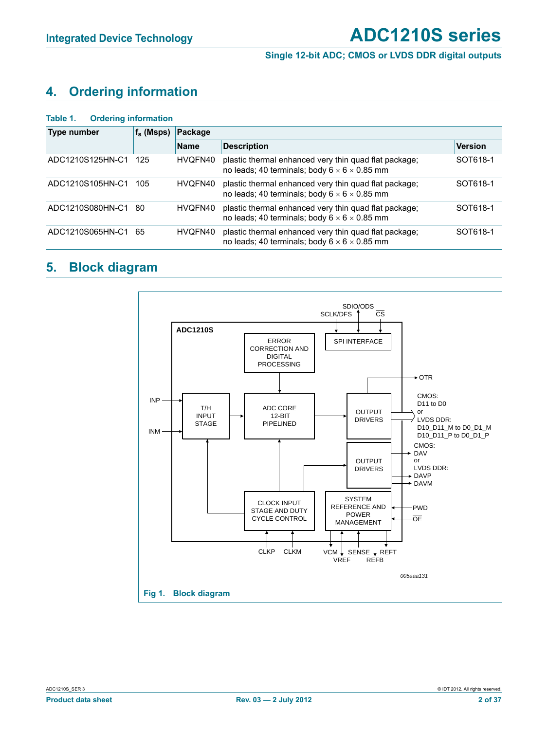## 4. Ordering information

**Table 1. Ordering information**

| Type number | $f_s$ (Msps) | Package | | |
|---|---|---|---|---|
| | | Name | Description | Version |
| ADC1210S125HN-C1 | 125 | HVQFN40 | plastic thermal enhanced very thin quad flat package; no leads; 40 terminals; body 6 × 6 × 0.85 mm | SOT618-1 |
| ADC1210S105HN-C1 | 105 | HVQFN40 | plastic thermal enhanced very thin quad flat package; no leads; 40 terminals; body 6 × 6 × 0.85 mm | SOT618-1 |
| ADC1210S080HN-C1 | 80 | HVQFN40 | plastic thermal enhanced very thin quad flat package; no leads; 40 terminals; body 6 × 6 × 0.85 mm | SOT618-1 |
| ADC1210S065HN-C1 | 65 | HVQFN40 | plastic thermal enhanced very thin quad flat package; no leads; 40 terminals; body 6 × 6 × 0.85 mm | SOT618-1 |

## 5. Block diagram

**Fig 1. Block diagram**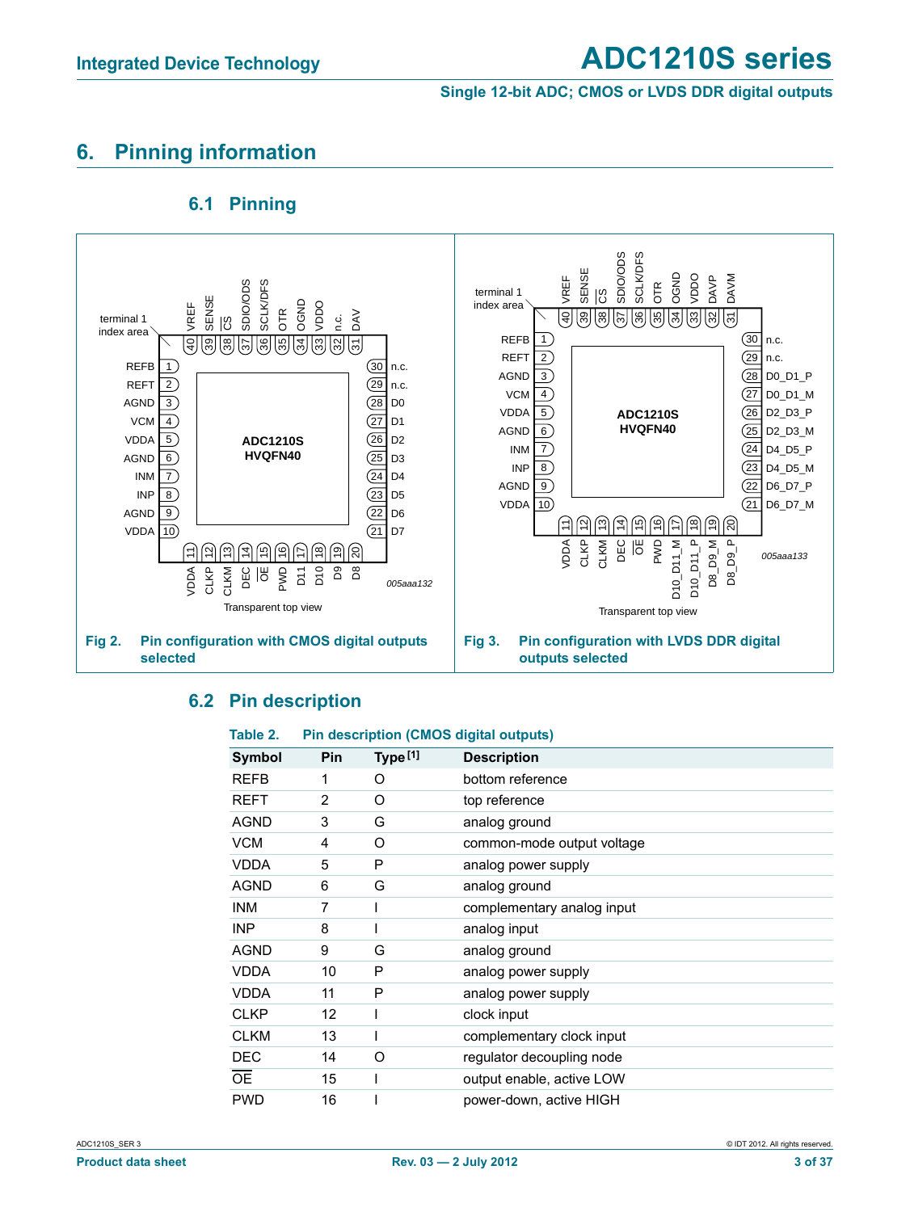## 6. Pinning information

### 6.1 Pinning

Fig 2. Pin configuration with CMOS digital outputs selected

Fig 3. Pin configuration with LVDS DDR digital outputs selected

### 6.2 Pin description

Table 2. Pin description (CMOS digital outputs)

| Symbol | Pin | Type [1] | Description |
|---|---|---|---|
| REFB | 1 | O | bottom reference |
| REFT | 2 | O | top reference |
| AGND | 3 | G | analog ground |
| VCM | 4 | O | common-mode output voltage |
| VDDA | 5 | P | analog power supply |
| AGND | 6 | G | analog ground |
| INM | 7 | I | complementary analog input |
| INP | 8 | I | analog input |
| AGND | 9 | G | analog ground |
| VDDA | 10 | P | analog power supply |
| VDDA | 11 | P | analog power supply |
| CLKP | 12 | I | clock input |
| CLKM | 13 | I | complementary clock input |
| DEC | 14 | O | regulator decoupling node |
| $\overline{\text{OE}}$ | 15 | I | output enable, active LOW |
| PWD | 16 | I | power-down, active HIGH |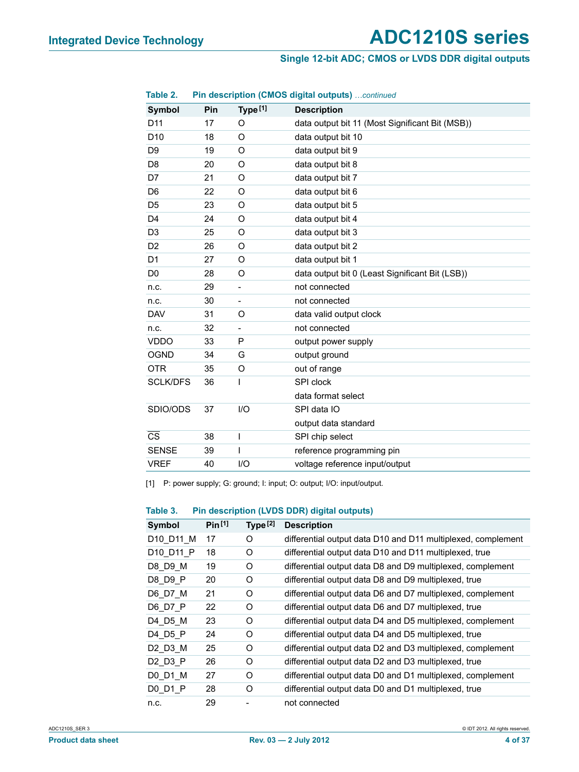**Table 2. Pin description (CMOS digital outputs)** *…continued*

| Symbol | Pin | Type [1] | Description |
|---|---|---|---|
| D11 | 17 | O | data output bit 11 (Most Significant Bit (MSB)) |
| D10 | 18 | O | data output bit 10 |
| D9 | 19 | O | data output bit 9 |
| D8 | 20 | O | data output bit 8 |
| D7 | 21 | O | data output bit 7 |
| D6 | 22 | O | data output bit 6 |
| D5 | 23 | O | data output bit 5 |
| D4 | 24 | O | data output bit 4 |
| D3 | 25 | O | data output bit 3 |
| D2 | 26 | O | data output bit 2 |
| D1 | 27 | O | data output bit 1 |
| D0 | 28 | O | data output bit 0 (Least Significant Bit (LSB)) |
| n.c. | 29 | - | not connected |
| n.c. | 30 | - | not connected |
| DAV | 31 | O | data valid output clock |
| n.c. | 32 | - | not connected |
| VDDO | 33 | P | output power supply |
| OGND | 34 | G | output ground |
| OTR | 35 | O | out of range |
| SCLK/DFS | 36 | I | SPI clock<br>data format select |
| SDIO/ODS | 37 | I/O | SPI data IO<br>output data standard |
| $\overline{CS}$ | 38 | I | SPI chip select |
| SENSE | 39 | I | reference programming pin |
| VREF | 40 | I/O | voltage reference input/output |

[1] P: power supply; G: ground; I: input; O: output; I/O: input/output.

**Table 3. Pin description (LVDS DDR) digital outputs)**

| Symbol | Pin [1] | Type [2] | Description |
|---|---|---|---|
| D10_D11_M | 17 | O | differential output data D10 and D11 multiplexed, complement |
| D10_D11_P | 18 | O | differential output data D10 and D11 multiplexed, true |
| D8_D9_M | 19 | O | differential output data D8 and D9 multiplexed, complement |
| D8_D9_P | 20 | O | differential output data D8 and D9 multiplexed, true |
| D6_D7_M | 21 | O | differential output data D6 and D7 multiplexed, complement |
| D6_D7_P | 22 | O | differential output data D6 and D7 multiplexed, true |
| D4_D5_M | 23 | O | differential output data D4 and D5 multiplexed, complement |
| D4_D5_P | 24 | O | differential output data D4 and D5 multiplexed, true |
| D2_D3_M | 25 | O | differential output data D2 and D3 multiplexed, complement |
| D2_D3_P | 26 | O | differential output data D2 and D3 multiplexed, true |
| D0_D1_M | 27 | O | differential output data D0 and D1 multiplexed, complement |
| D0_D1_P | 28 | O | differential output data D0 and D1 multiplexed, true |
| n.c. | 29 | - | not connected |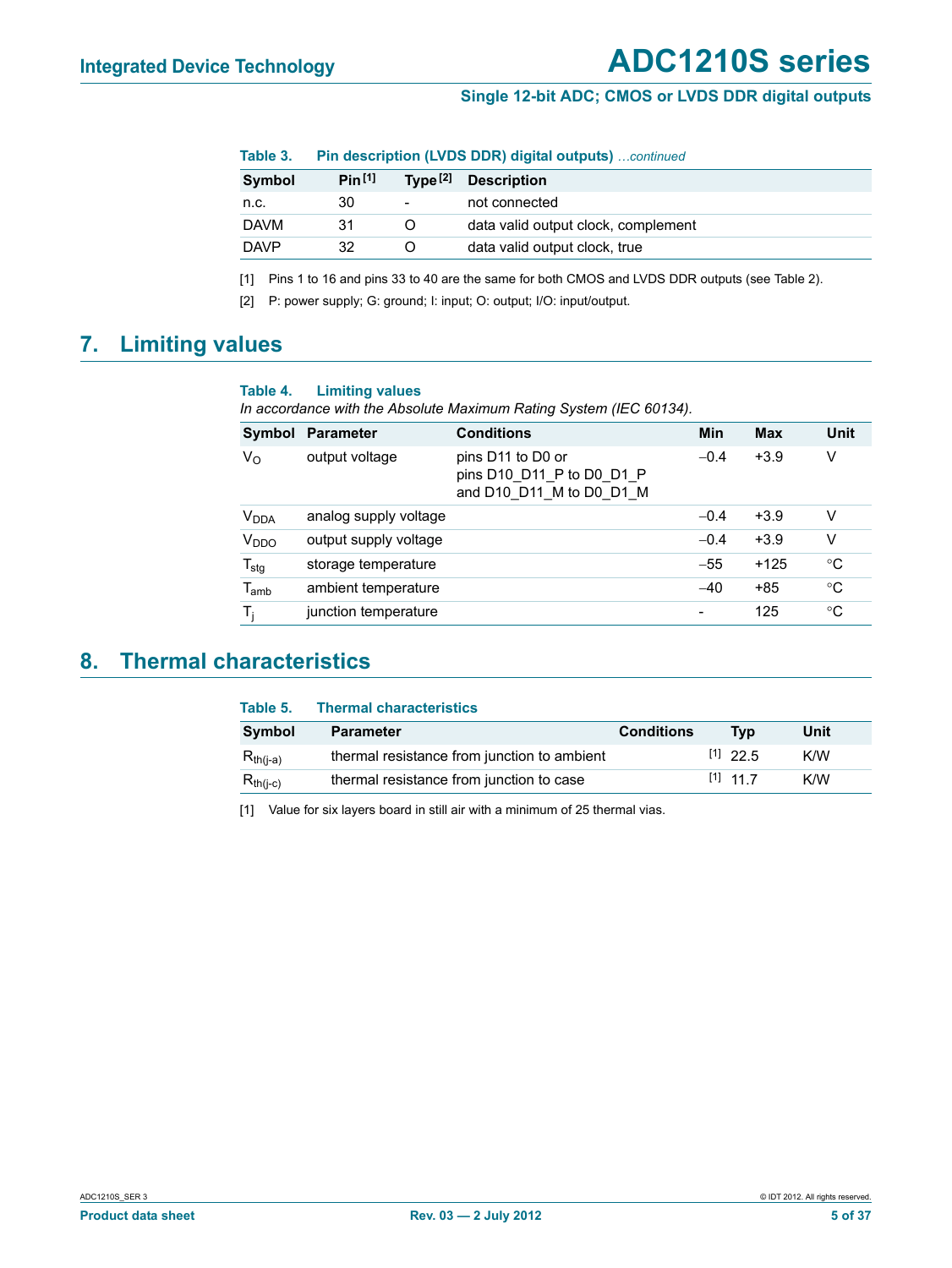**Table 3. Pin description (LVDS DDR) digital outputs** *…continued*

| Symbol | Pin [1] | Type [2] | Description |
|---|---|---|---|
| n.c. | 30 | - | not connected |
| DAVM | 31 | O | data valid output clock, complement |
| DAVP | 32 | O | data valid output clock, true |

[1] Pins 1 to 16 and pins 33 to 40 are the same for both CMOS and LVDS DDR outputs (see Table 2).

[2] P: power supply; G: ground; I: input; O: output; I/O: input/output.

# 7. Limiting values

**Table 4. Limiting values**

*In accordance with the Absolute Maximum Rating System (IEC 60134).*

| Symbol | Parameter | Conditions | Min | Max | Unit |
|---|---|---|---|---|---|
| $V_O$ | output voltage | pins D11 to D0 or pins D10_D11_P to D0_D1_P and D10_D11_M to D0_D1_M | −0.4 | +3.9 | V |
| $V_{DDA}$ | analog supply voltage | | −0.4 | +3.9 | V |
| $V_{DDO}$ | output supply voltage | | −0.4 | +3.9 | V |
| $T_{stg}$ | storage temperature | | −55 | +125 | °C |
| $T_{amb}$ | ambient temperature | | −40 | +85 | °C |
| $T_j$ | junction temperature | | - | 125 | °C |

# 8. Thermal characteristics

**Table 5. Thermal characteristics**

| Symbol | Parameter | Conditions | Typ | Unit |
|---|---|---|---|---|
| $R_{th(j-a)}$ | thermal resistance from junction to ambient | [1] | 22.5 | K/W |
| $R_{th(j-c)}$ | thermal resistance from junction to case | [1] | 11.7 | K/W |

[1] Value for six layers board in still air with a minimum of 25 thermal vias.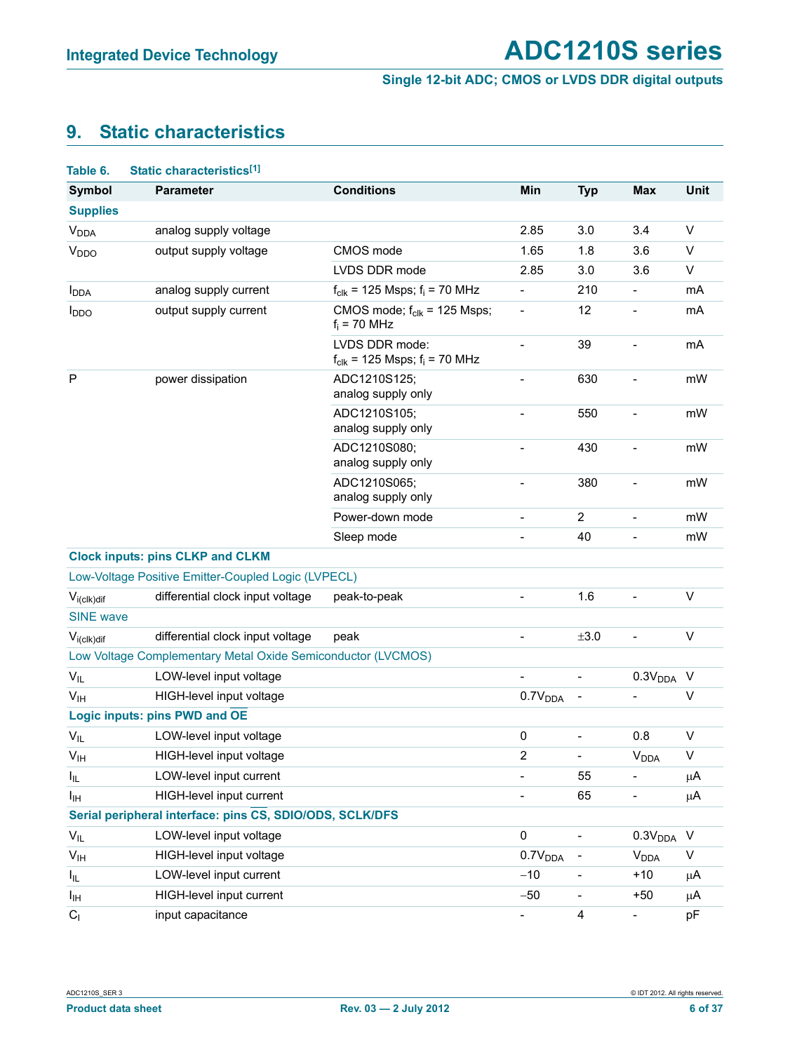## 9. Static characteristics

**Table 6. Static characteristics[1]**

| Symbol | Parameter | Conditions | Min | Typ | Max | Unit |
|---|---|---|---|---|---|---|
| **Supplies** | | | | | | |
| $V_{DDA}$ | analog supply voltage | | 2.85 | 3.0 | 3.4 | V |
| $V_{DDO}$ | output supply voltage | CMOS mode | 1.65 | 1.8 | 3.6 | V |
| | | LVDS DDR mode | 2.85 | 3.0 | 3.6 | V |
| $I_{DDA}$ | analog supply current | $f_{clk}$ = 125 Msps; $f_i$ = 70 MHz | - | 210 | - | mA |
| $I_{DDO}$ | output supply current | CMOS mode; $f_{clk}$ = 125 Msps; $f_i$ = 70 MHz | - | 12 | - | mA |
| | | LVDS DDR mode: $f_{clk}$ = 125 Msps; $f_i$ = 70 MHz | - | 39 | - | mA |
| P | power dissipation | ADC1210S125; analog supply only | - | 630 | - | mW |
| | | ADC1210S105; analog supply only | - | 550 | - | mW |
| | | ADC1210S080; analog supply only | - | 430 | - | mW |
| | | ADC1210S065; analog supply only | - | 380 | - | mW |
| | | Power-down mode | - | 2 | - | mW |
| | | Sleep mode | - | 40 | - | mW |
| **Clock inputs: pins CLKP and CLKM** | | | | | | |
| Low-Voltage Positive Emitter-Coupled Logic (LVPECL) | | | | | | |
| $V_{i(clk)dif}$ | differential clock input voltage | peak-to-peak | - | 1.6 | - | V |
| SINE wave | | | | | | |
| $V_{i(clk)dif}$ | differential clock input voltage | peak | - | ±3.0 | - | V |
| Low Voltage Complementary Metal Oxide Semiconductor (LVCMOS) | | | | | | |
| $V_{IL}$ | LOW-level input voltage | | - | - | $0.3V_{DDA}$ | V |
| $V_{IH}$ | HIGH-level input voltage | | $0.7V_{DDA}$ | - | - | V |
| **Logic inputs: pins PWD and $\overline{\text{OE}}$** | | | | | | |
| $V_{IL}$ | LOW-level input voltage | | 0 | - | 0.8 | V |
| $V_{IH}$ | HIGH-level input voltage | | 2 | - | $V_{DDA}$ | V |
| $I_{IL}$ | LOW-level input current | | - | 55 | - | μA |
| $I_{IH}$ | HIGH-level input current | | - | 65 | - | μA |
| **Serial peripheral interface: pins $\overline{\text{CS}}$, SDIO/ODS, SCLK/DFS** | | | | | | |
| $V_{IL}$ | LOW-level input voltage | | 0 | - | $0.3V_{DDA}$ | V |
| $V_{IH}$ | HIGH-level input voltage | | $0.7V_{DDA}$ | - | $V_{DDA}$ | V |
| $I_{IL}$ | LOW-level input current | | −10 | - | +10 | μA |
| $I_{IH}$ | HIGH-level input current | | −50 | - | +50 | μA |
| $C_I$ | input capacitance | | - | 4 | - | pF |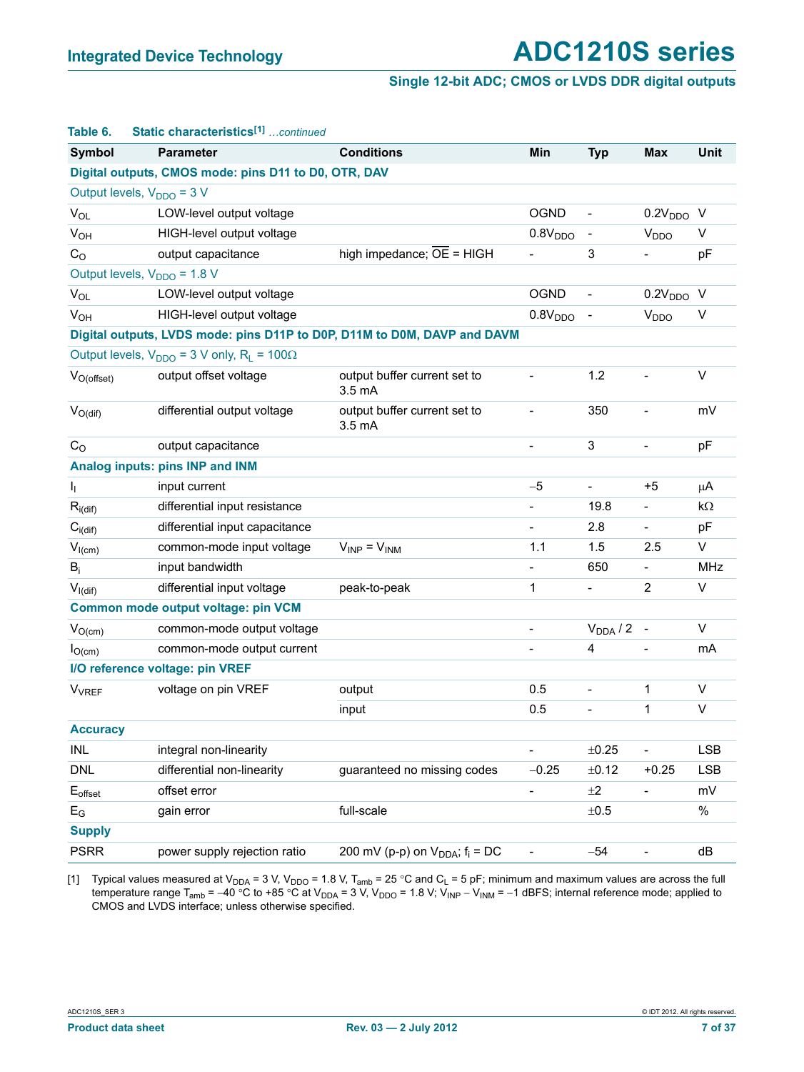**Table 6. Static characteristics[1]** *...continued*

| Symbol | Parameter | Conditions | Min | Typ | Max | Unit |
|---|---|---|---|---|---|---|
| **Digital outputs, CMOS mode: pins D11 to D0, OTR, DAV** | | | | | | |
| Output levels, $V_{DDO}$ = 3 V | | | | | | |
| $V_{OL}$ | LOW-level output voltage | | OGND | - | $0.2V_{DDO}$ | V |
| $V_{OH}$ | HIGH-level output voltage | | $0.8V_{DDO}$ | - | $V_{DDO}$ | V |
| $C_O$ | output capacitance | high impedance; $\overline{OE}$ = HIGH | - | 3 | - | pF |
| Output levels, $V_{DDO}$ = 1.8 V | | | | | | |
| $V_{OL}$ | LOW-level output voltage | | OGND | - | $0.2V_{DDO}$ | V |
| $V_{OH}$ | HIGH-level output voltage | | $0.8V_{DDO}$ | - | $V_{DDO}$ | V |
| **Digital outputs, LVDS mode: pins D11P to D0P, D11M to D0M, DAVP and DAVM** | | | | | | |
| Output levels, $V_{DDO}$ = 3 V only, $R_L$ = 100Ω | | | | | | |
| $V_{O(offset)}$ | output offset voltage | output buffer current set to 3.5 mA | - | 1.2 | - | V |
| $V_{O(dif)}$ | differential output voltage | output buffer current set to 3.5 mA | - | 350 | - | mV |
| $C_O$ | output capacitance | | - | 3 | - | pF |
| **Analog inputs: pins INP and INM** | | | | | | |
| $I_I$ | input current | | −5 | - | +5 | μA |
| $R_{i(dif)}$ | differential input resistance | | - | 19.8 | - | kΩ |
| $C_{i(dif)}$ | differential input capacitance | | - | 2.8 | - | pF |
| $V_{I(cm)}$ | common-mode input voltage | $V_{INP} = V_{INM}$ | 1.1 | 1.5 | 2.5 | V |
| $B_i$ | input bandwidth | | - | 650 | - | MHz |
| $V_{I(dif)}$ | differential input voltage | peak-to-peak | 1 | - | 2 | V |
| **Common mode output voltage: pin VCM** | | | | | | |
| $V_{O(cm)}$ | common-mode output voltage | | - | $V_{DDA}$ / 2 | - | V |
| $I_{O(cm)}$ | common-mode output current | | - | 4 | - | mA |
| **I/O reference voltage: pin VREF** | | | | | | |
| $V_{VREF}$ | voltage on pin VREF | output | 0.5 | - | 1 | V |
| | | input | 0.5 | - | 1 | V |
| **Accuracy** | | | | | | |
| INL | integral non-linearity | | - | ±0.25 | - | LSB |
| DNL | differential non-linearity | guaranteed no missing codes | −0.25 | ±0.12 | +0.25 | LSB |
| $E_{offset}$ | offset error | | - | ±2 | - | mV |
| $E_G$ | gain error | full-scale | | ±0.5 | | % |
| **Supply** | | | | | | |
| PSRR | power supply rejection ratio | 200 mV (p-p) on $V_{DDA}$; $f_i$ = DC | - | −54 | - | dB |

[1] Typical values measured at $V_{DDA}$ = 3 V, $V_{DDO}$ = 1.8 V, $T_{amb}$ = 25 °C and $C_L$ = 5 pF; minimum and maximum values are across the full temperature range $T_{amb}$ = −40 °C to +85 °C at $V_{DDA}$ = 3 V, $V_{DDO}$ = 1.8 V; $V_{INP} - V_{INM}$ = −1 dBFS; internal reference mode; applied to CMOS and LVDS interface; unless otherwise specified.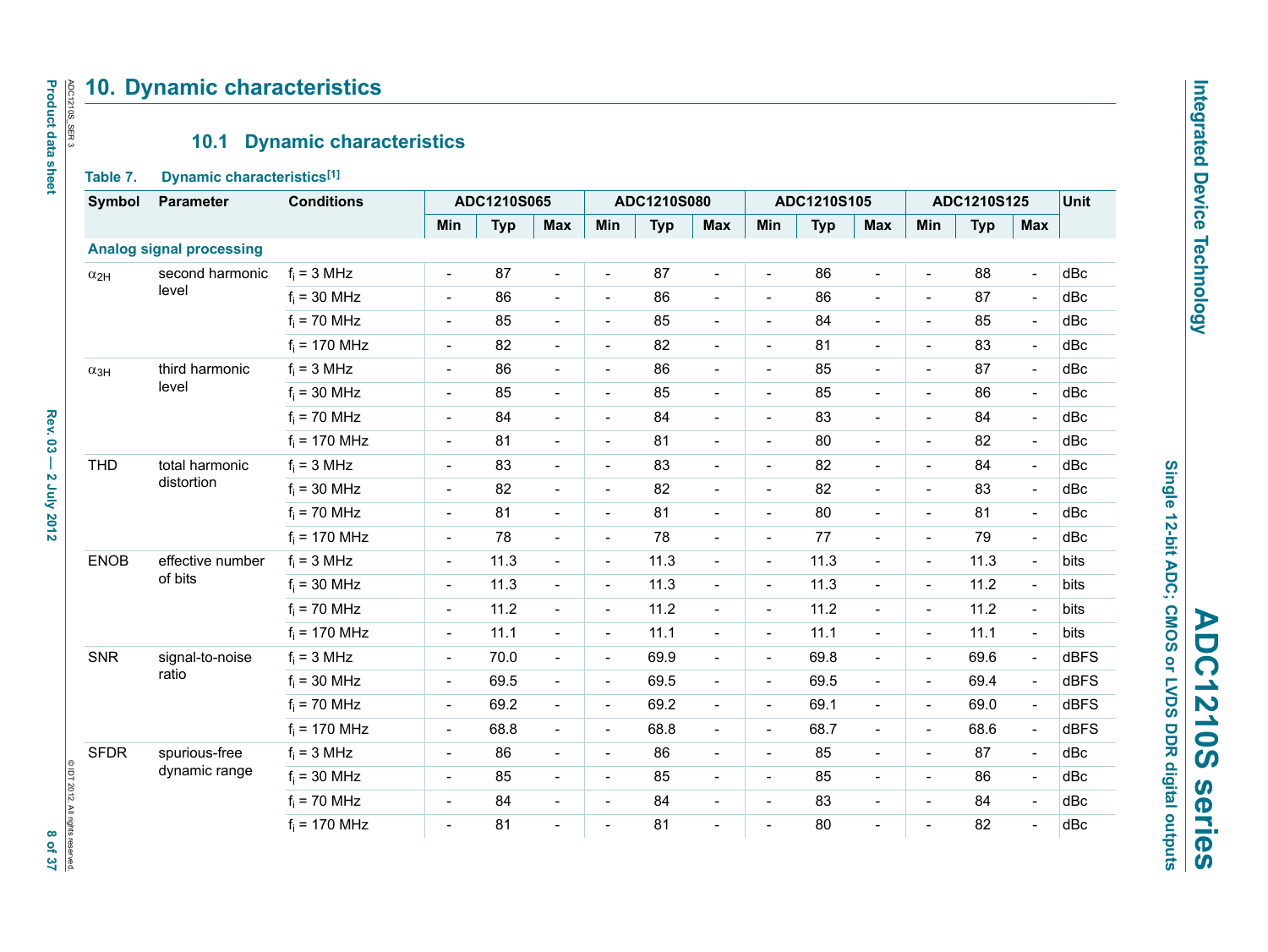# 10. Dynamic characteristics

## 10.1 Dynamic characteristics

**Table 7. Dynamic characteristics[1]**

| Symbol | Parameter | Conditions | ADC1210S065 | | | ADC1210S080 | | | ADC1210S105 | | | ADC1210S125 | | | Unit |
|---|---|---|---|---|---|---|---|---|---|---|---|---|---|---|---|
| | | | Min | Typ | Max | Min | Typ | Max | Min | Typ | Max | Min | Typ | Max | |
| **Analog signal processing** | | | | | | | | | | | | | | | |
| $\alpha_{2H}$ | second harmonic level | $f_i$ = 3 MHz | - | 87 | - | - | 87 | - | - | 86 | - | - | 88 | - | dBc |
| | | $f_i$ = 30 MHz | - | 86 | - | - | 86 | - | - | 86 | - | - | 87 | - | dBc |
| | | $f_i$ = 70 MHz | - | 85 | - | - | 85 | - | - | 84 | - | - | 85 | - | dBc |
| | | $f_i$ = 170 MHz | - | 82 | - | - | 82 | - | - | 81 | - | - | 83 | - | dBc |
| $\alpha_{3H}$ | third harmonic level | $f_i$ = 3 MHz | - | 86 | - | - | 86 | - | - | 85 | - | - | 87 | - | dBc |
| | | $f_i$ = 30 MHz | - | 85 | - | - | 85 | - | - | 85 | - | - | 86 | - | dBc |
| | | $f_i$ = 70 MHz | - | 84 | - | - | 84 | - | - | 83 | - | - | 84 | - | dBc |
| | | $f_i$ = 170 MHz | - | 81 | - | - | 81 | - | - | 80 | - | - | 82 | - | dBc |
| THD | total harmonic distortion | $f_i$ = 3 MHz | - | 83 | - | - | 83 | - | - | 82 | - | - | 84 | - | dBc |
| | | $f_i$ = 30 MHz | - | 82 | - | - | 82 | - | - | 82 | - | - | 83 | - | dBc |
| | | $f_i$ = 70 MHz | - | 81 | - | - | 81 | - | - | 80 | - | - | 81 | - | dBc |
| | | $f_i$ = 170 MHz | - | 78 | - | - | 78 | - | - | 77 | - | - | 79 | - | dBc |
| ENOB | effective number of bits | $f_i$ = 3 MHz | - | 11.3 | - | - | 11.3 | - | - | 11.3 | - | - | 11.3 | - | bits |
| | | $f_i$ = 30 MHz | - | 11.3 | - | - | 11.3 | - | - | 11.3 | - | - | 11.2 | - | bits |
| | | $f_i$ = 70 MHz | - | 11.2 | - | - | 11.2 | - | - | 11.2 | - | - | 11.2 | - | bits |
| | | $f_i$ = 170 MHz | - | 11.1 | - | - | 11.1 | - | - | 11.1 | - | - | 11.1 | - | bits |
| SNR | signal-to-noise ratio | $f_i$ = 3 MHz | - | 70.0 | - | - | 69.9 | - | - | 69.8 | - | - | 69.6 | - | dBFS |
| | | $f_i$ = 30 MHz | - | 69.5 | - | - | 69.5 | - | - | 69.5 | - | - | 69.4 | - | dBFS |
| | | $f_i$ = 70 MHz | - | 69.2 | - | - | 69.2 | - | - | 69.1 | - | - | 69.0 | - | dBFS |
| | | $f_i$ = 170 MHz | - | 68.8 | - | - | 68.8 | - | - | 68.7 | - | - | 68.6 | - | dBFS |
| SFDR | spurious-free dynamic range | $f_i$ = 3 MHz | - | 86 | - | - | 86 | - | - | 85 | - | - | 87 | - | dBc |
| | | $f_i$ = 30 MHz | - | 85 | - | - | 85 | - | - | 85 | - | - | 86 | - | dBc |
| | | $f_i$ = 70 MHz | - | 84 | - | - | 84 | - | - | 83 | - | - | 84 | - | dBc |
| | | $f_i$ = 170 MHz | - | 81 | - | - | 81 | - | - | 80 | - | - | 82 | - | dBc |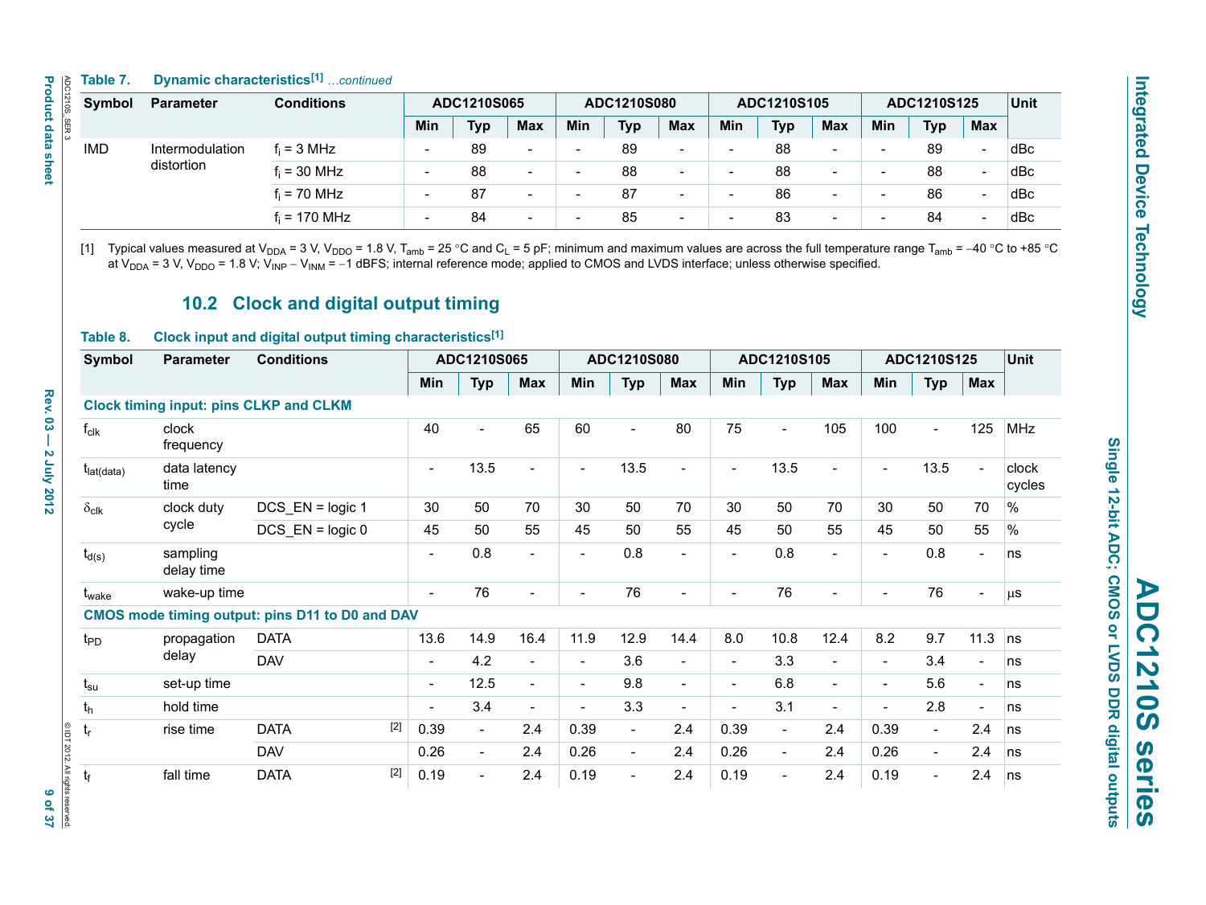**Table 7. Dynamic characteristics[1]** *…continued*

| Symbol | Parameter | Conditions | ADC1210S065 | | | ADC1210S080 | | | ADC1210S105 | | | ADC1210S125 | | | Unit |
|---|---|---|---|---|---|---|---|---|---|---|---|---|---|---|---|
| | | | Min | Typ | Max | Min | Typ | Max | Min | Typ | Max | Min | Typ | Max | |
| IMD | Intermodulation distortion | $f_i$ = 3 MHz | - | 89 | - | - | 89 | - | - | 88 | - | - | 89 | - | dBc |
| | | $f_i$ = 30 MHz | - | 88 | - | - | 88 | - | - | 88 | - | - | 88 | - | dBc |
| | | $f_i$ = 70 MHz | - | 87 | - | - | 87 | - | - | 86 | - | - | 86 | - | dBc |
| | | $f_i$ = 170 MHz | - | 84 | - | - | 85 | - | - | 83 | - | - | 84 | - | dBc |

[1] Typical values measured at $V_{DDA}$ = 3 V, $V_{DDO}$ = 1.8 V, $T_{amb}$ = 25 °C and $C_L$ = 5 pF; minimum and maximum values are across the full temperature range $T_{amb}$ = −40 °C to +85 °C at $V_{DDA}$ = 3 V, $V_{DDO}$ = 1.8 V; $V_{INP}$ − $V_{INM}$ = −1 dBFS; internal reference mode; applied to CMOS and LVDS interface; unless otherwise specified.

## 10.2 Clock and digital output timing

**Table 8. Clock input and digital output timing characteristics[1]**

| Symbol | Parameter | Conditions | ADC1210S065 | | | ADC1210S080 | | | ADC1210S105 | | | ADC1210S125 | | | Unit |
|---|---|---|---|---|---|---|---|---|---|---|---|---|---|---|---|
| | | | Min | Typ | Max | Min | Typ | Max | Min | Typ | Max | Min | Typ | Max | |
| **Clock timing input: pins CLKP and CLKM** | | | | | | | | | | | | | | | |
| $f_{clk}$ | clock frequency | | 40 | - | 65 | 60 | - | 80 | 75 | - | 105 | 100 | - | 125 | MHz |
| $t_{lat(data)}$ | data latency time | | - | 13.5 | - | - | 13.5 | - | - | 13.5 | - | - | 13.5 | - | clock cycles |
| $\delta_{clk}$ | clock duty cycle | DCS_EN = logic 1 | 30 | 50 | 70 | 30 | 50 | 70 | 30 | 50 | 70 | 30 | 50 | 70 | % |
| | | DCS_EN = logic 0 | 45 | 50 | 55 | 45 | 50 | 55 | 45 | 50 | 55 | 45 | 50 | 55 | % |
| $t_{d(s)}$ | sampling delay time | | - | 0.8 | - | - | 0.8 | - | - | 0.8 | - | - | 0.8 | - | ns |
| $t_{wake}$ | wake-up time | | - | 76 | - | - | 76 | - | - | 76 | - | - | 76 | - | μs |
| **CMOS mode timing output: pins D11 to D0 and DAV** | | | | | | | | | | | | | | | |
| $t_{PD}$ | propagation delay | DATA | 13.6 | 14.9 | 16.4 | 11.9 | 12.9 | 14.4 | 8.0 | 10.8 | 12.4 | 8.2 | 9.7 | 11.3 | ns |
| | | DAV | - | 4.2 | - | - | 3.6 | - | - | 3.3 | - | - | 3.4 | - | ns |
| $t_{su}$ | set-up time | | - | 12.5 | - | - | 9.8 | - | - | 6.8 | - | - | 5.6 | - | ns |
| $t_h$ | hold time | | - | 3.4 | - | - | 3.3 | - | - | 3.1 | - | - | 2.8 | - | ns |
| $t_r$ | rise time | DATA [2] | 0.39 | - | 2.4 | 0.39 | - | 2.4 | 0.39 | - | 2.4 | 0.39 | - | 2.4 | ns |
| | | DAV | 0.26 | - | 2.4 | 0.26 | - | 2.4 | 0.26 | - | 2.4 | 0.26 | - | 2.4 | ns |
| $t_f$ | fall time | DATA [2] | 0.19 | - | 2.4 | 0.19 | - | 2.4 | 0.19 | - | 2.4 | 0.19 | - | 2.4 | ns |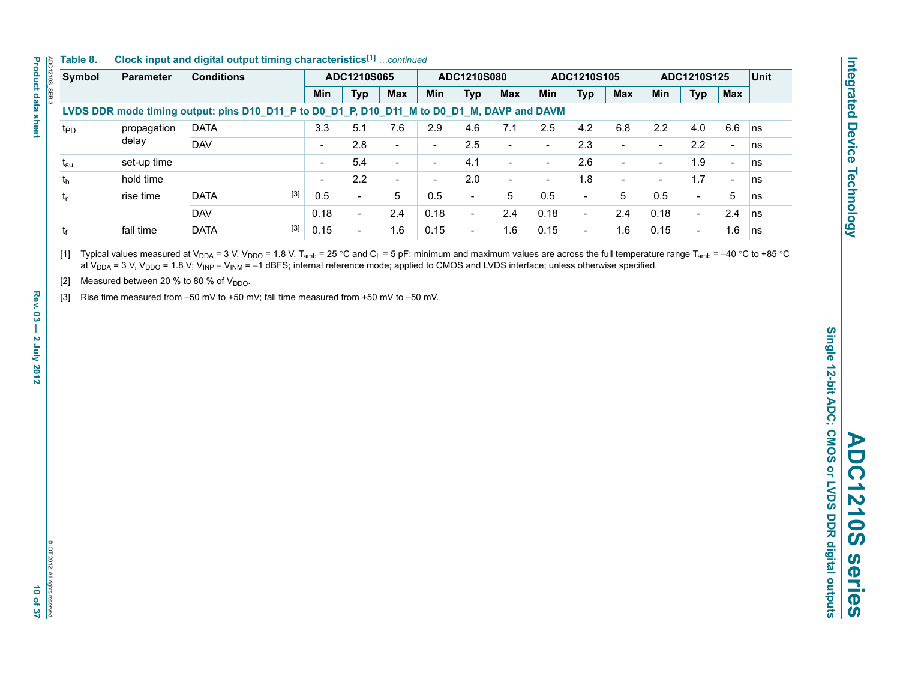**Table 8. Clock input and digital output timing characteristics[1]** *…continued*

| Symbol | Parameter | Conditions | | ADC1210S065 | | | ADC1210S080 | | | ADC1210S105 | | | ADC1210S125 | | | Unit |
|---|---|---|---|---|---|---|---|---|---|---|---|---|---|---|---|---|
| | | | | Min | Typ | Max | Min | Typ | Max | Min | Typ | Max | Min | Typ | Max | |
| **LVDS DDR mode timing output: pins D10_D11_P to D0_D1_P, D10_D11_M to D0_D1_M, DAVP and DAVM** | | | | | | | | | | | | | | | | |
| $t_{PD}$ | propagation delay | DATA | | 3.3 | 5.1 | 7.6 | 2.9 | 4.6 | 7.1 | 2.5 | 4.2 | 6.8 | 2.2 | 4.0 | 6.6 | ns |
| | | DAV | | - | 2.8 | - | - | 2.5 | - | - | 2.3 | - | - | 2.2 | - | ns |
| $t_{su}$ | set-up time | | | - | 5.4 | - | - | 4.1 | - | - | 2.6 | - | - | 1.9 | - | ns |
| $t_h$ | hold time | | | - | 2.2 | - | - | 2.0 | - | - | 1.8 | - | - | 1.7 | - | ns |
| $t_r$ | rise time | DATA | [3] | 0.5 | - | 5 | 0.5 | - | 5 | 0.5 | - | 5 | 0.5 | - | 5 | ns |
| | | DAV | | 0.18 | - | 2.4 | 0.18 | - | 2.4 | 0.18 | - | 2.4 | 0.18 | - | 2.4 | ns |
| $t_f$ | fall time | DATA | [3] | 0.15 | - | 1.6 | 0.15 | - | 1.6 | 0.15 | - | 1.6 | 0.15 | - | 1.6 | ns |

[1] Typical values measured at $V_{DDA}$ = 3 V, $V_{DDO}$ = 1.8 V, $T_{amb}$ = 25 °C and $C_L$ = 5 pF; minimum and maximum values are across the full temperature range $T_{amb}$ = −40 °C to +85 °C at $V_{DDA}$ = 3 V, $V_{DDO}$ = 1.8 V; $V_{INP} - V_{INM}$ = −1 dBFS; internal reference mode; applied to CMOS and LVDS interface; unless otherwise specified.

[2] Measured between 20 % to 80 % of $V_{DDO}$.

[3] Rise time measured from −50 mV to +50 mV; fall time measured from +50 mV to −50 mV.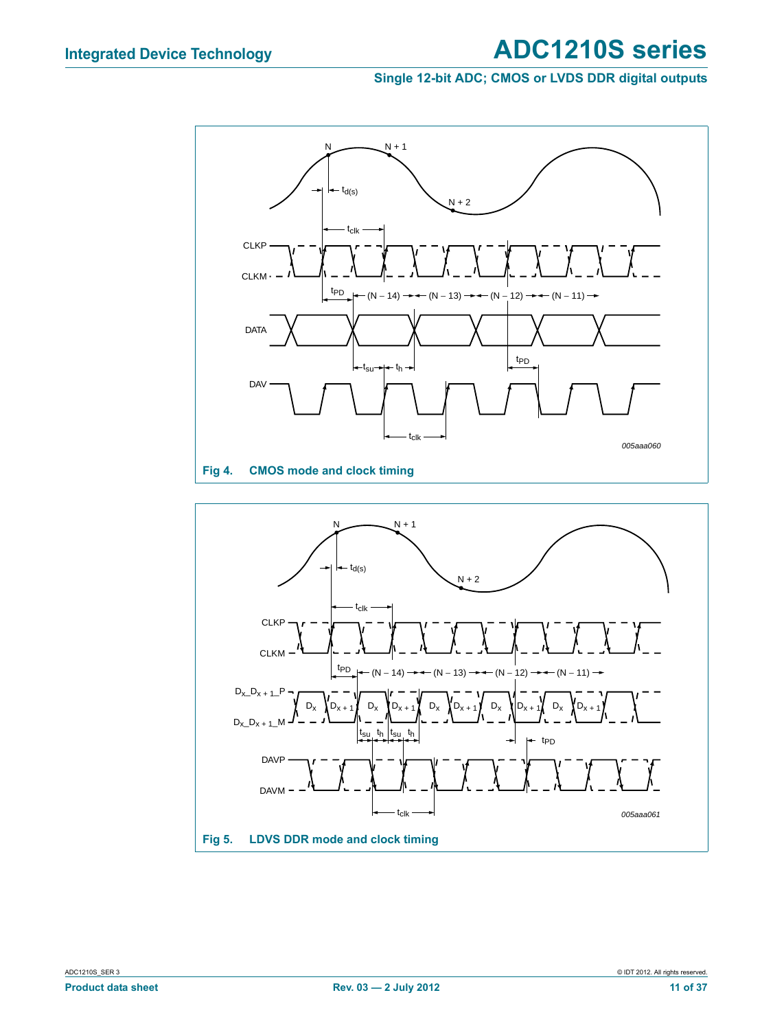Fig 4. CMOS mode and clock timing

Fig 5. LDVS DDR mode and clock timing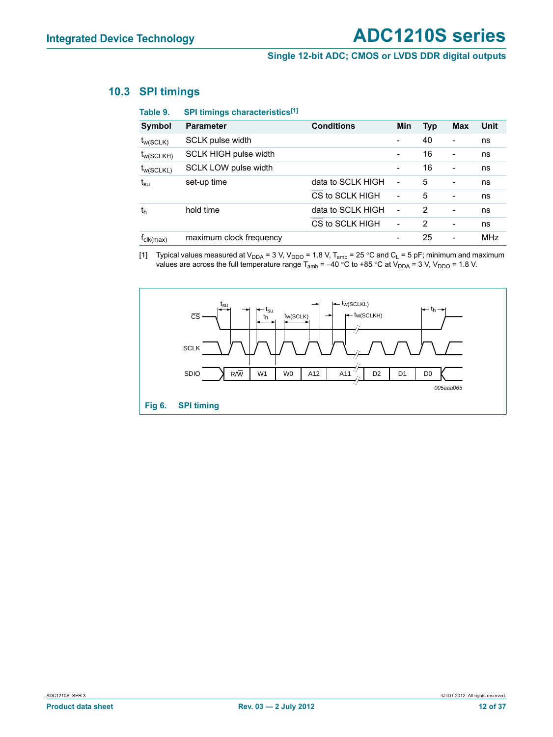## 10.3 SPI timings

**Table 9. SPI timings characteristics[1]**

| Symbol | Parameter | Conditions | Min | Typ | Max | Unit |
|---|---|---|---|---|---|---|
| $t_{w(SCLK)}$ | SCLK pulse width | | - | 40 | - | ns |
| $t_{w(SCLKH)}$ | SCLK HIGH pulse width | | - | 16 | - | ns |
| $t_{w(SCLKL)}$ | SCLK LOW pulse width | | - | 16 | - | ns |
| $t_{su}$ | set-up time | data to SCLK HIGH | - | 5 | - | ns |
| | | $\overline{CS}$ to SCLK HIGH | - | 5 | - | ns |
| $t_h$ | hold time | data to SCLK HIGH | - | 2 | - | ns |
| | | $\overline{CS}$ to SCLK HIGH | - | 2 | - | ns |
| $f_{clk(max)}$ | maximum clock frequency | | - | 25 | - | MHz |

[1] Typical values measured at $V_{DDA}$ = 3 V, $V_{DDO}$ = 1.8 V, $T_{amb}$ = 25 °C and $C_L$ = 5 pF; minimum and maximum values are across the full temperature range $T_{amb}$ = −40 °C to +85 °C at $V_{DDA}$ = 3 V, $V_{DDO}$ = 1.8 V.

**Fig 6. SPI timing**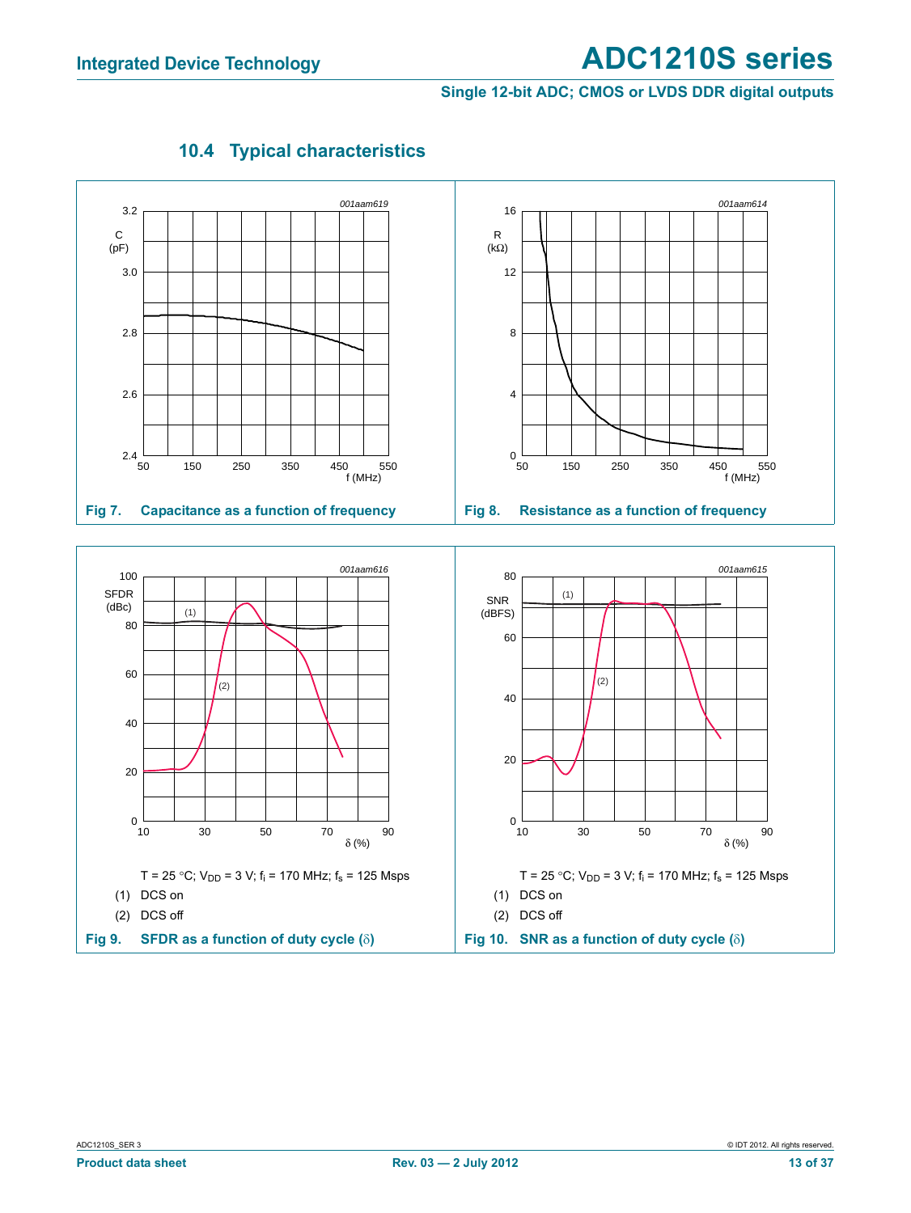### 10.4 Typical characteristics

Fig 7. Capacitance as a function of frequency

Fig 8. Resistance as a function of frequency

$T = 25$ °C; $V_{DD} = 3$ V; $f_i = 170$ MHz; $f_s = 125$ Msps

(1) DCS on

(2) DCS off

Fig 9. SFDR as a function of duty cycle (δ)

$T = 25$ °C; $V_{DD} = 3$ V; $f_i = 170$ MHz; $f_s = 125$ Msps

(1) DCS on

(2) DCS off

Fig 10. SNR as a function of duty cycle (δ)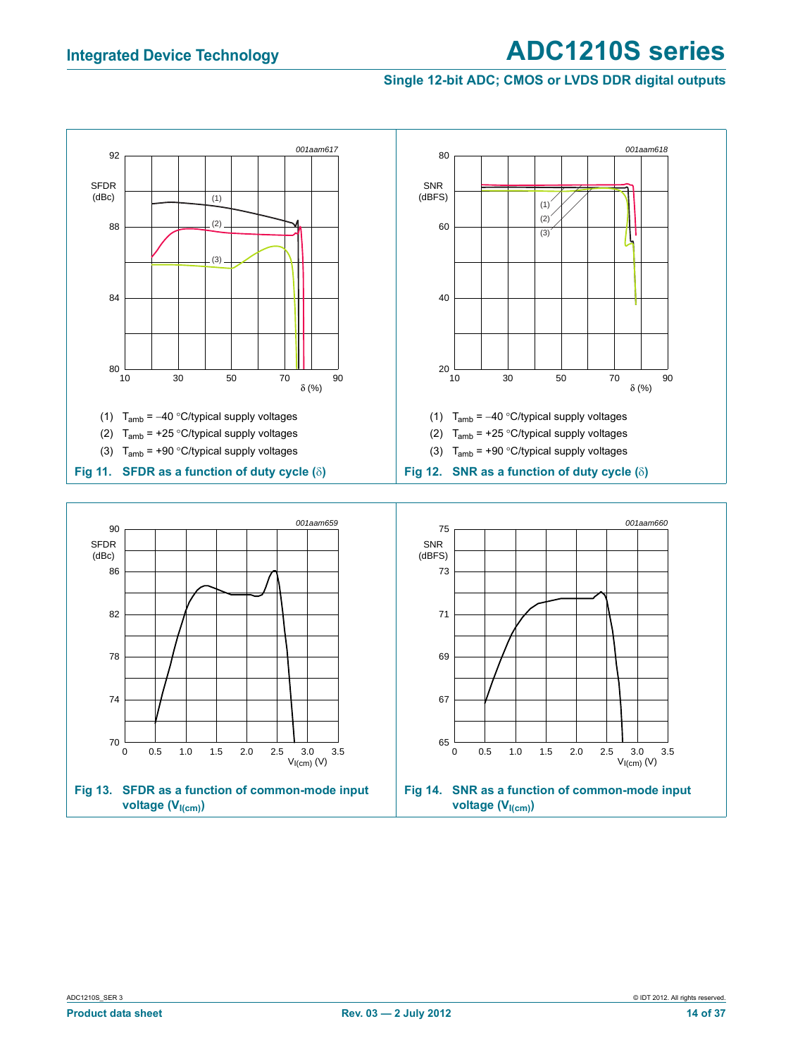(1) $T_{amb}$ = −40 °C/typical supply voltages

(2) $T_{amb}$ = +25 °C/typical supply voltages

(3) $T_{amb}$ = +90 °C/typical supply voltages

**Fig 11. SFDR as a function of duty cycle (δ)**

(1) $T_{amb}$ = −40 °C/typical supply voltages

(2) $T_{amb}$ = +25 °C/typical supply voltages

(3) $T_{amb}$ = +90 °C/typical supply voltages

**Fig 12. SNR as a function of duty cycle (δ)**

**Fig 13. SFDR as a function of common-mode input voltage ($V_{I(cm)}$)**

**Fig 14. SNR as a function of common-mode input voltage ($V_{I(cm)}$)**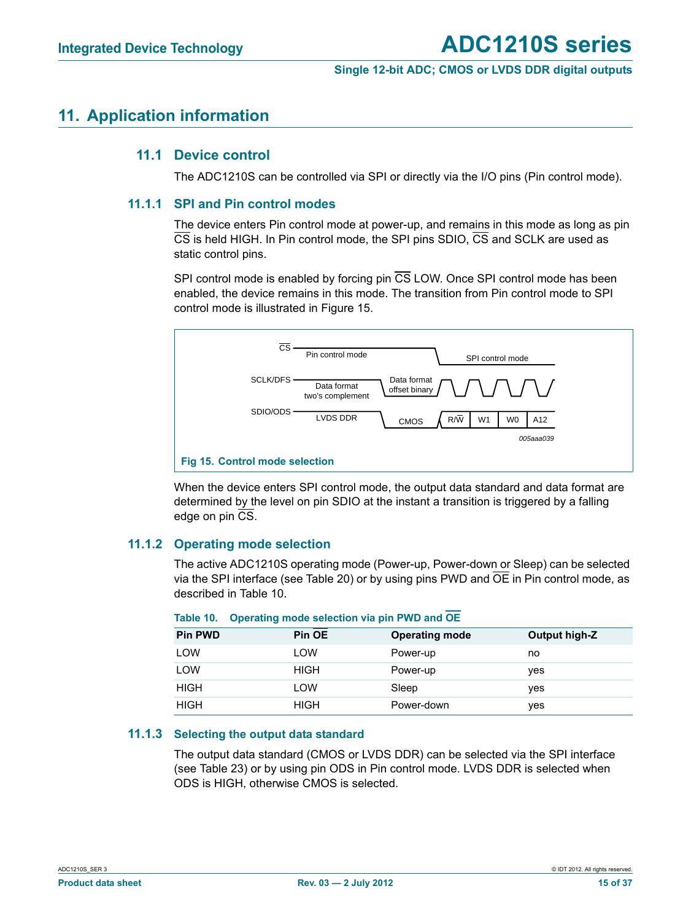# 11. Application information

## 11.1 Device control

The ADC1210S can be controlled via SPI or directly via the I/O pins (Pin control mode).

### 11.1.1 SPI and Pin control modes

The device enters Pin control mode at power-up, and remains in this mode as long as pin $\overline{CS}$ is held HIGH. In Pin control mode, the SPI pins SDIO, $\overline{CS}$ and SCLK are used as static control pins.

SPI control mode is enabled by forcing pin $\overline{CS}$ LOW. Once SPI control mode has been enabled, the device remains in this mode. The transition from Pin control mode to SPI control mode is illustrated in Figure 15.

**Fig 15. Control mode selection**

When the device enters SPI control mode, the output data standard and data format are determined by the level on pin SDIO at the instant a transition is triggered by a falling edge on pin $\overline{CS}$.

### 11.1.2 Operating mode selection

The active ADC1210S operating mode (Power-up, Power-down or Sleep) can be selected via the SPI interface (see Table 20) or by using pins PWD and $\overline{OE}$ in Pin control mode, as described in Table 10.

**Table 10. Operating mode selection via pin PWD and $\overline{OE}$**

| Pin PWD | Pin $\overline{OE}$ | Operating mode | Output high-Z |
|---|---|---|---|
| LOW | LOW | Power-up | no |
| LOW | HIGH | Power-up | yes |
| HIGH | LOW | Sleep | yes |
| HIGH | HIGH | Power-down | yes |

### 11.1.3 Selecting the output data standard

The output data standard (CMOS or LVDS DDR) can be selected via the SPI interface (see Table 23) or by using pin ODS in Pin control mode. LVDS DDR is selected when ODS is HIGH, otherwise CMOS is selected.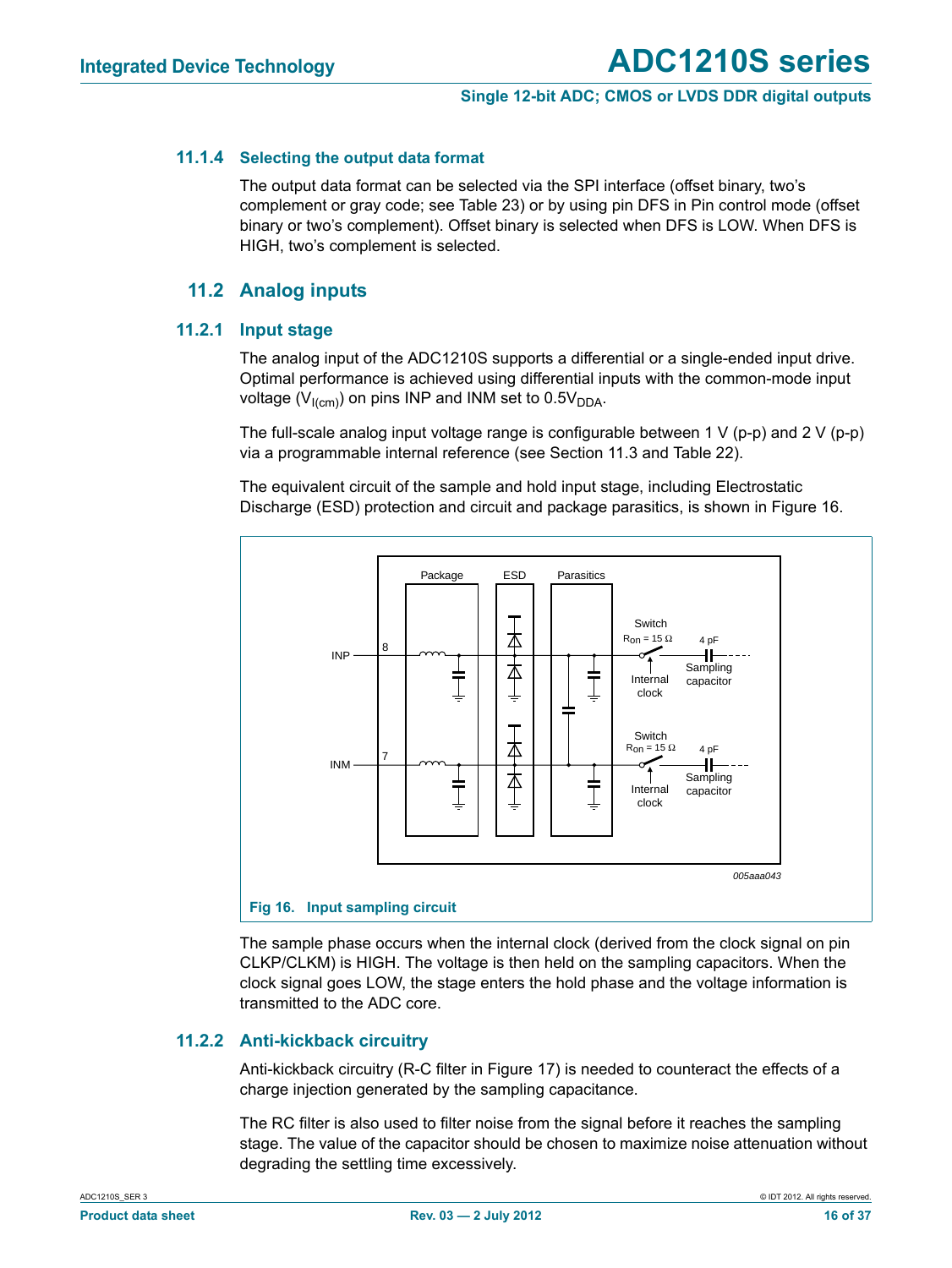### 11.1.4 Selecting the output data format

The output data format can be selected via the SPI interface (offset binary, two's complement or gray code; see Table 23) or by using pin DFS in Pin control mode (offset binary or two's complement). Offset binary is selected when DFS is LOW. When DFS is HIGH, two's complement is selected.

## 11.2 Analog inputs

### 11.2.1 Input stage

The analog input of the ADC1210S supports a differential or a single-ended input drive. Optimal performance is achieved using differential inputs with the common-mode input voltage ($V_{I(cm)}$) on pins INP and INM set to $0.5V_{DDA}$.

The full-scale analog input voltage range is configurable between 1 V (p-p) and 2 V (p-p) via a programmable internal reference (see Section 11.3 and Table 22).

The equivalent circuit of the sample and hold input stage, including Electrostatic Discharge (ESD) protection and circuit and package parasitics, is shown in Figure 16.

Fig 16. Input sampling circuit

The sample phase occurs when the internal clock (derived from the clock signal on pin CLKP/CLKM) is HIGH. The voltage is then held on the sampling capacitors. When the clock signal goes LOW, the stage enters the hold phase and the voltage information is transmitted to the ADC core.

### 11.2.2 Anti-kickback circuitry

Anti-kickback circuitry (R-C filter in Figure 17) is needed to counteract the effects of a charge injection generated by the sampling capacitance.

The RC filter is also used to filter noise from the signal before it reaches the sampling stage. The value of the capacitor should be chosen to maximize noise attenuation without degrading the settling time excessively.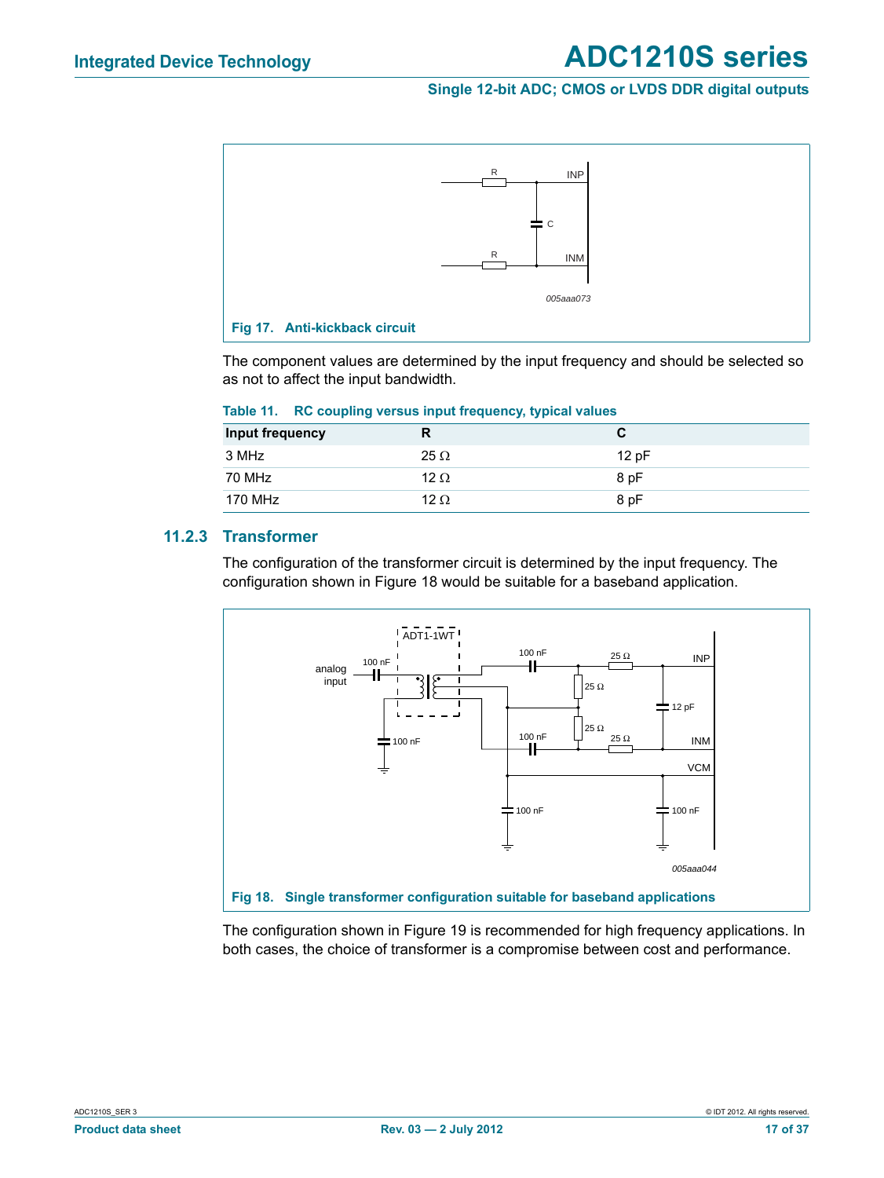Fig 17. Anti-kickback circuit

The component values are determined by the input frequency and should be selected so as not to affect the input bandwidth.

Table 11. RC coupling versus input frequency, typical values

| Input frequency | R | C |
|---|---|---|
| 3 MHz | 25 Ω | 12 pF |
| 70 MHz | 12 Ω | 8 pF |
| 170 MHz | 12 Ω | 8 pF |

### 11.2.3 Transformer

The configuration of the transformer circuit is determined by the input frequency. The configuration shown in Figure 18 would be suitable for a baseband application.

Fig 18. Single transformer configuration suitable for baseband applications

The configuration shown in Figure 19 is recommended for high frequency applications. In both cases, the choice of transformer is a compromise between cost and performance.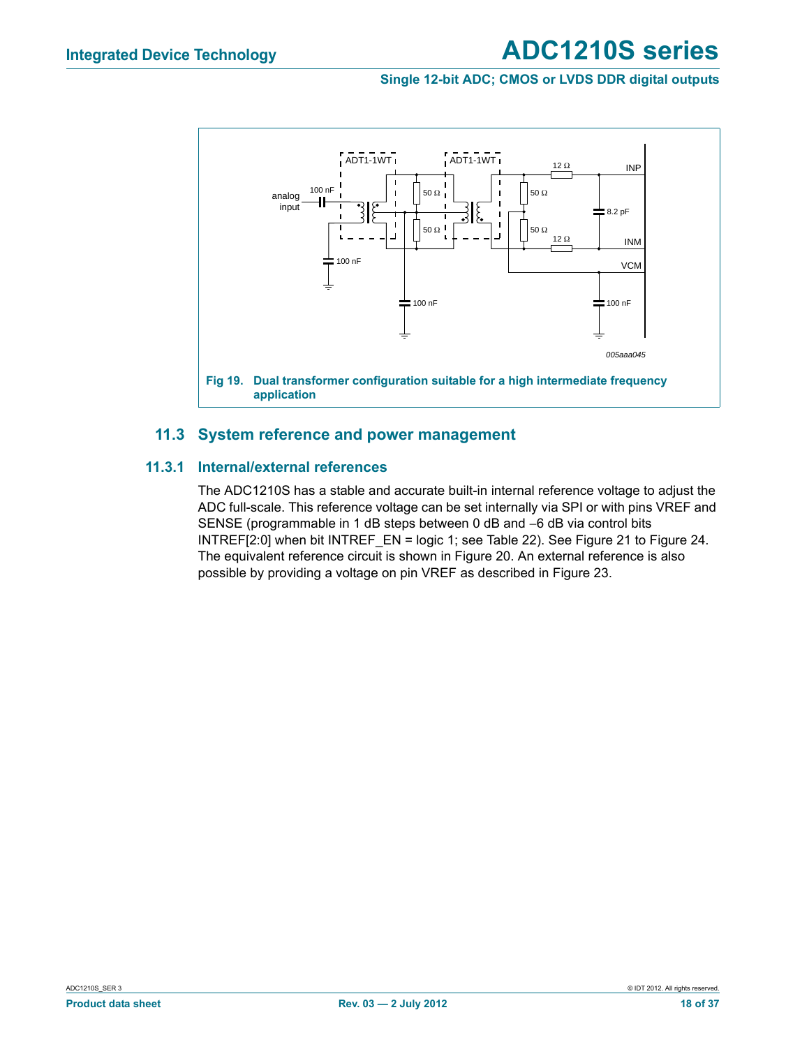Fig 19. Dual transformer configuration suitable for a high intermediate frequency application

### 11.3 System reference and power management

#### 11.3.1 Internal/external references

The ADC1210S has a stable and accurate built-in internal reference voltage to adjust the ADC full-scale. This reference voltage can be set internally via SPI or with pins VREF and SENSE (programmable in 1 dB steps between 0 dB and −6 dB via control bits INTREF[2:0] when bit INTREF_EN = logic 1; see Table 22). See Figure 21 to Figure 24. The equivalent reference circuit is shown in Figure 20. An external reference is also possible by providing a voltage on pin VREF as described in Figure 23.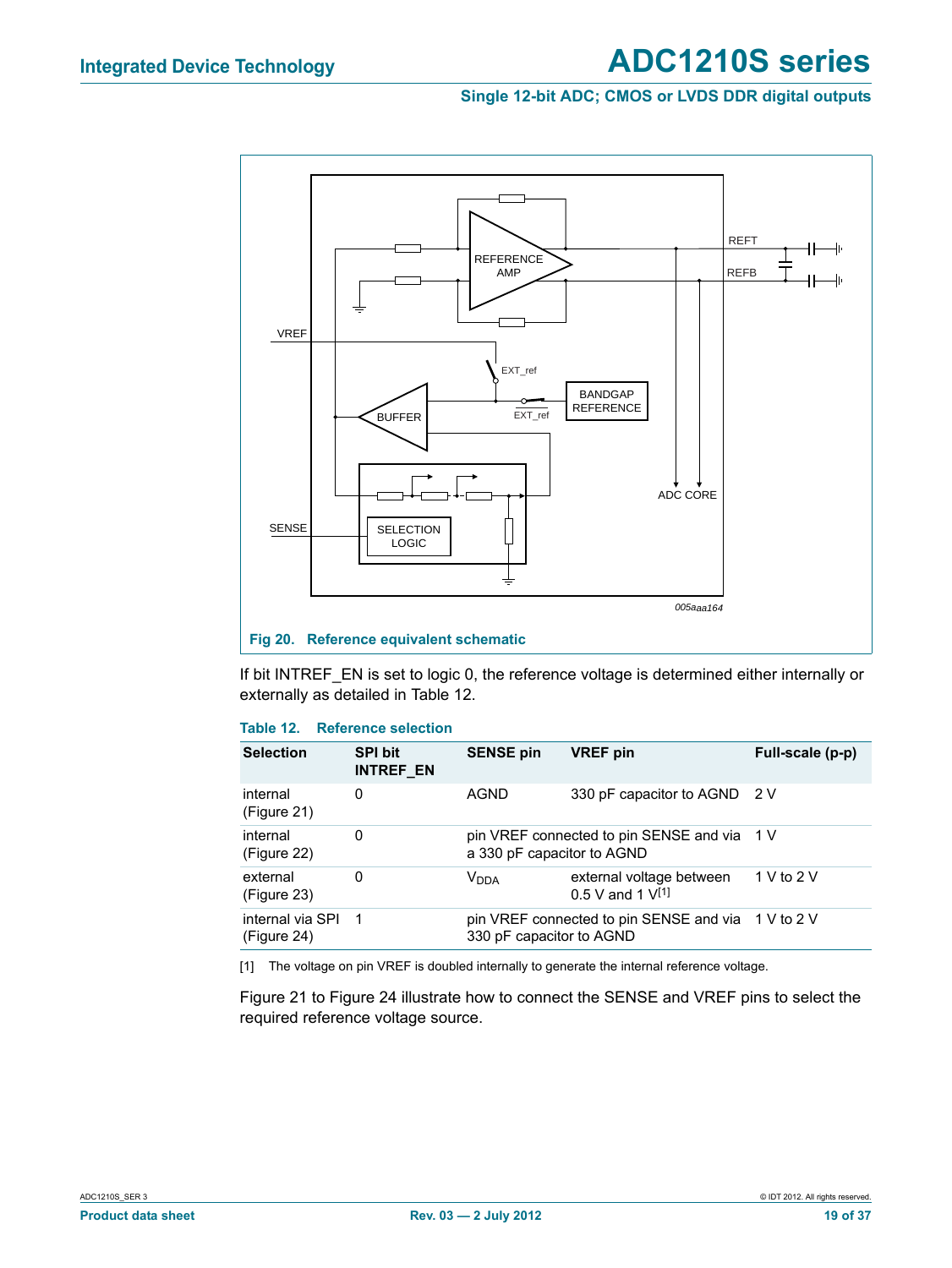Fig 20. Reference equivalent schematic

If bit INTREF_EN is set to logic 0, the reference voltage is determined either internally or externally as detailed in Table 12.

**Table 12. Reference selection**

| Selection | SPI bit INTREF_EN | SENSE pin | VREF pin | Full-scale (p-p) |
|---|---|---|---|---|
| internal (Figure 21) | 0 | AGND | 330 pF capacitor to AGND | 2 V |
| internal (Figure 22) | 0 | pin VREF connected to pin SENSE and via a 330 pF capacitor to AGND | | 1 V |
| external (Figure 23) | 0 | $V_{DDA}$ | external voltage between 0.5 V and 1 V[1] | 1 V to 2 V |
| internal via SPI (Figure 24) | 1 | pin VREF connected to pin SENSE and via 330 pF capacitor to AGND | | 1 V to 2 V |

[1] The voltage on pin VREF is doubled internally to generate the internal reference voltage.

Figure 21 to Figure 24 illustrate how to connect the SENSE and VREF pins to select the required reference voltage source.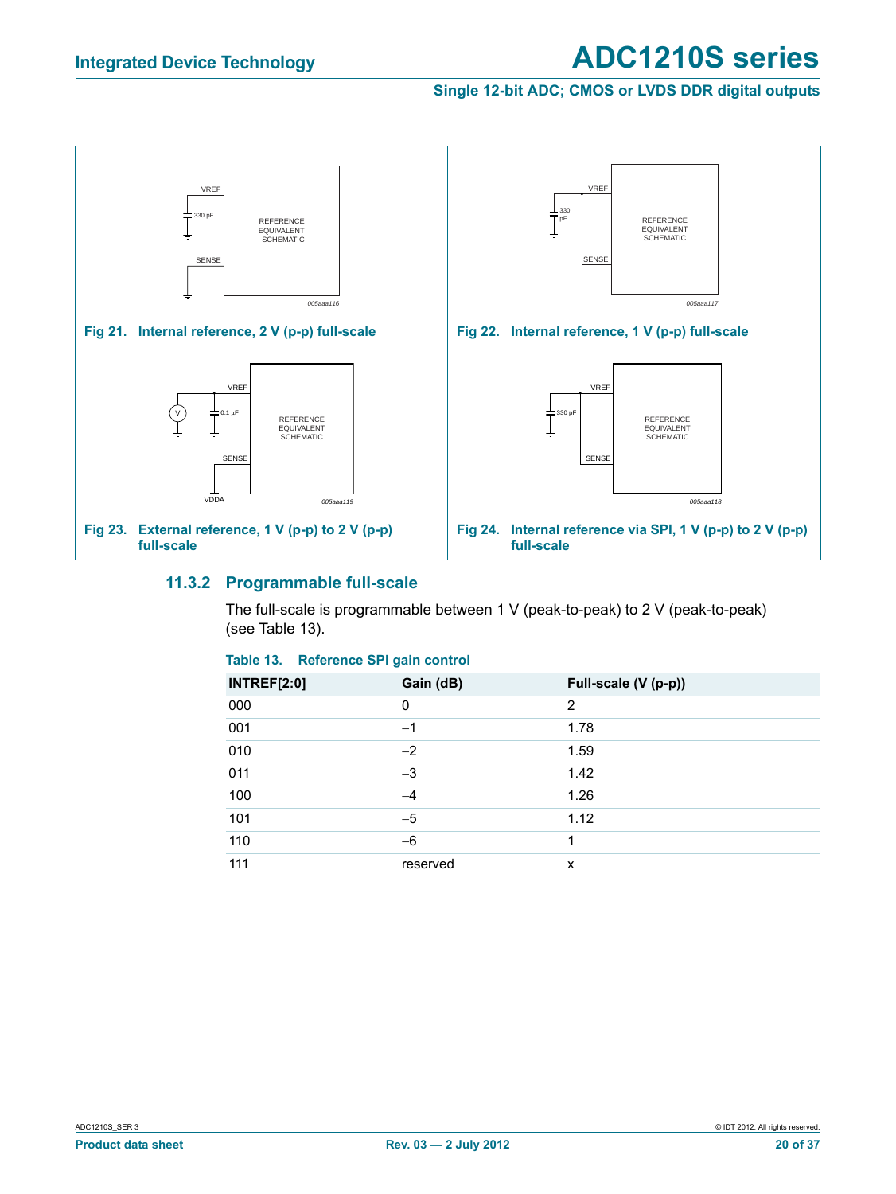Fig 21. Internal reference, 2 V (p-p) full-scale

Fig 22. Internal reference, 1 V (p-p) full-scale

Fig 23. External reference, 1 V (p-p) to 2 V (p-p) full-scale

Fig 24. Internal reference via SPI, 1 V (p-p) to 2 V (p-p) full-scale

### 11.3.2 Programmable full-scale

The full-scale is programmable between 1 V (peak-to-peak) to 2 V (peak-to-peak) (see Table 13).

**Table 13. Reference SPI gain control**

| INTREF[2:0] | Gain (dB) | Full-scale (V (p-p)) |
|---|---|---|
| 000 | 0 | 2 |
| 001 | −1 | 1.78 |
| 010 | −2 | 1.59 |
| 011 | −3 | 1.42 |
| 100 | −4 | 1.26 |
| 101 | −5 | 1.12 |
| 110 | −6 | 1 |
| 111 | reserved | x |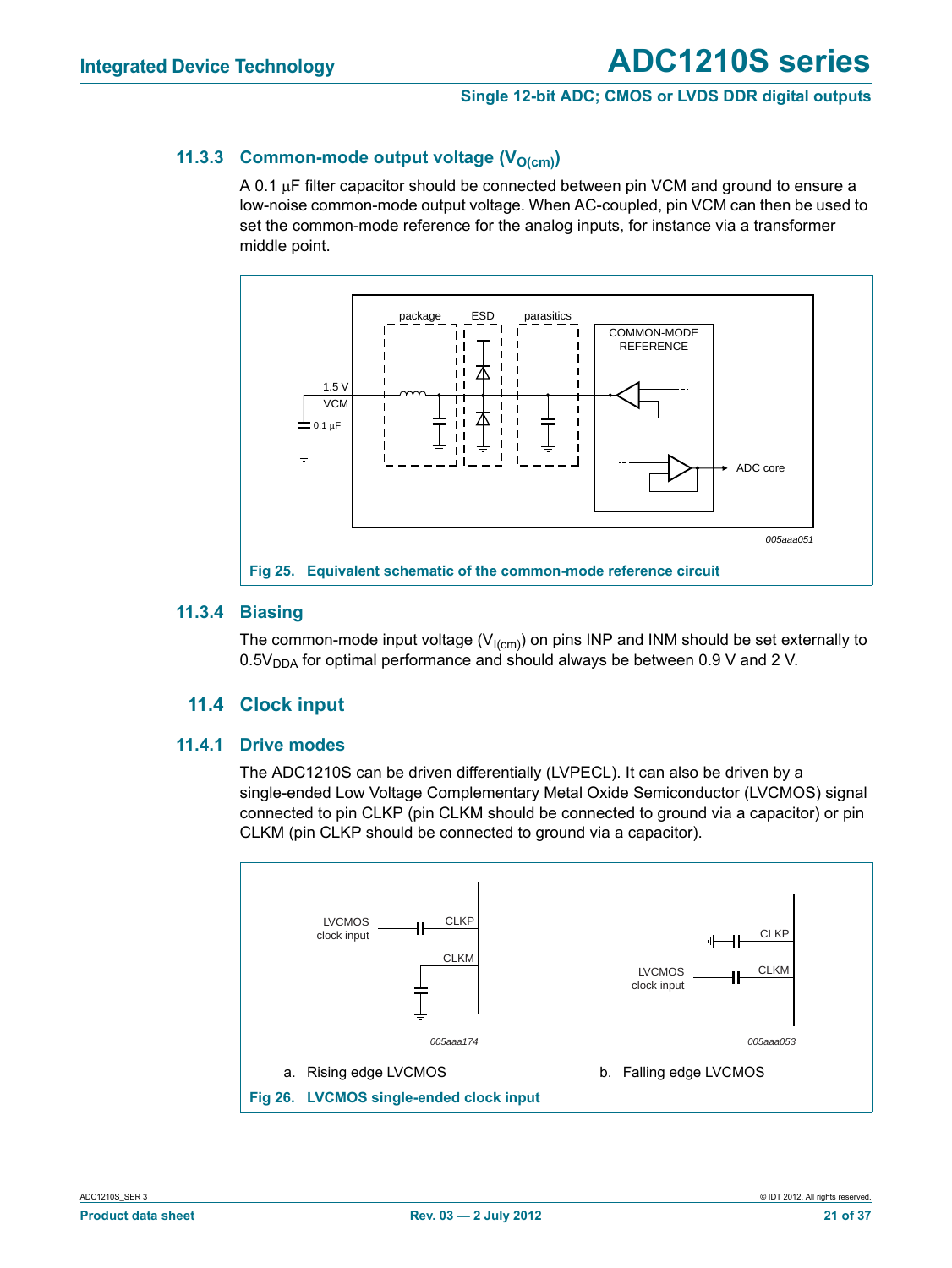### 11.3.3 Common-mode output voltage ($V_{O(cm)}$)

A 0.1 μF filter capacitor should be connected between pin VCM and ground to ensure a low-noise common-mode output voltage. When AC-coupled, pin VCM can then be used to set the common-mode reference for the analog inputs, for instance via a transformer middle point.

**Fig 25. Equivalent schematic of the common-mode reference circuit**

### 11.3.4 Biasing

The common-mode input voltage ($V_{I(cm)}$) on pins INP and INM should be set externally to $0.5V_{DDA}$ for optimal performance and should always be between 0.9 V and 2 V.

## 11.4 Clock input

### 11.4.1 Drive modes

The ADC1210S can be driven differentially (LVPECL). It can also be driven by a single-ended Low Voltage Complementary Metal Oxide Semiconductor (LVCMOS) signal connected to pin CLKP (pin CLKM should be connected to ground via a capacitor) or pin CLKM (pin CLKP should be connected to ground via a capacitor).

a. Rising edge LVCMOS

b. Falling edge LVCMOS

**Fig 26. LVCMOS single-ended clock input**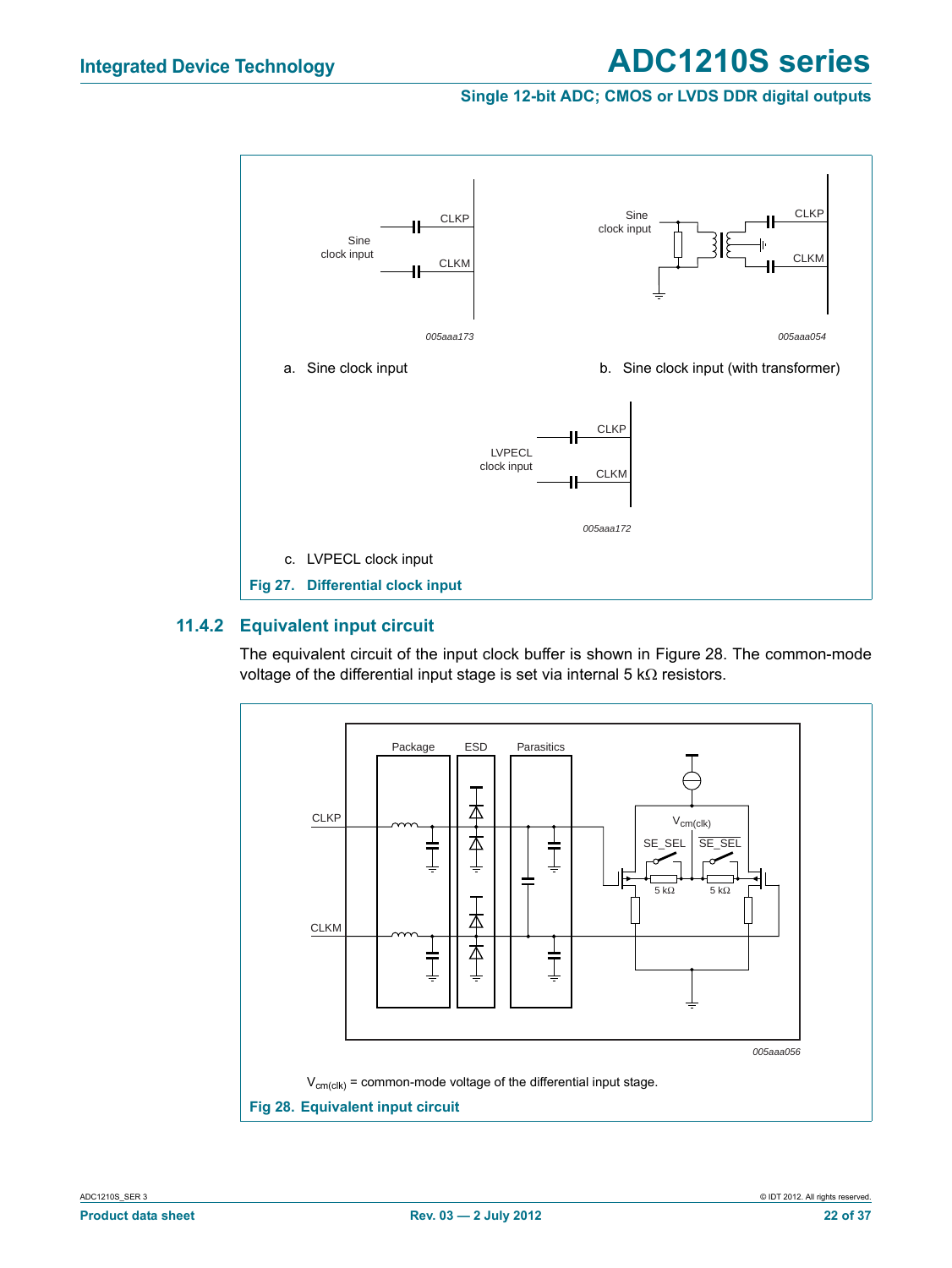a. Sine clock input

b. Sine clock input (with transformer)

c. LVPECL clock input

**Fig 27. Differential clock input**

### 11.4.2 Equivalent input circuit

The equivalent circuit of the input clock buffer is shown in Figure 28. The common-mode voltage of the differential input stage is set via internal 5 kΩ resistors.

$V_{cm(clk)}$ = common-mode voltage of the differential input stage.

**Fig 28. Equivalent input circuit**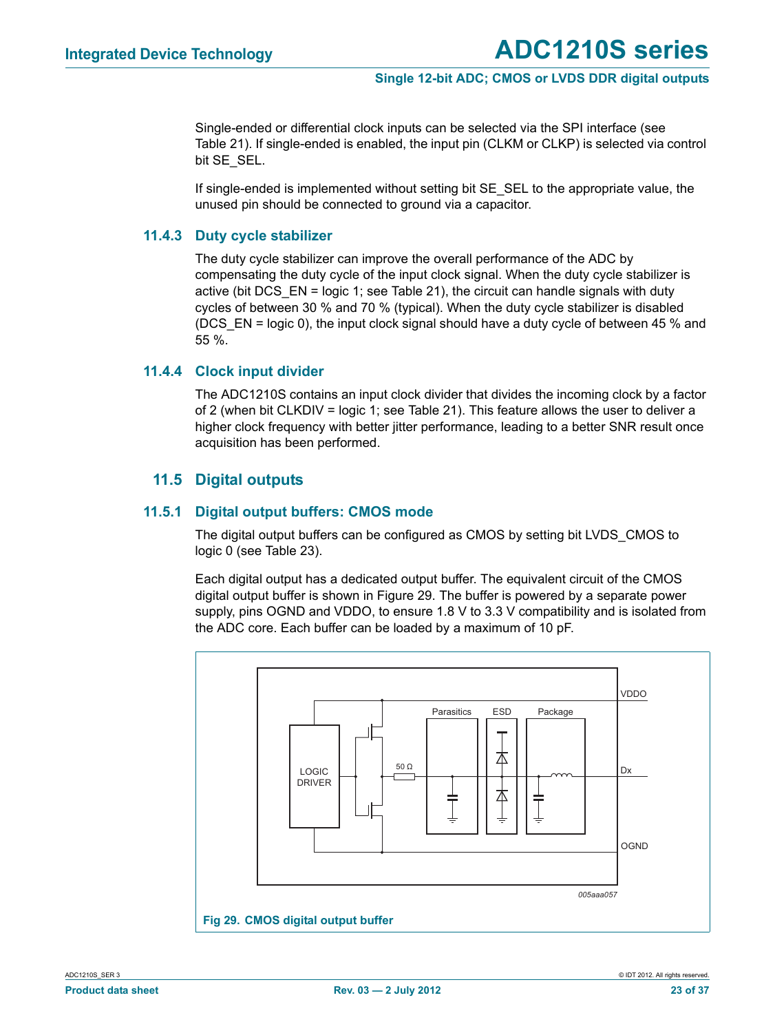Single-ended or differential clock inputs can be selected via the SPI interface (see Table 21). If single-ended is enabled, the input pin (CLKM or CLKP) is selected via control bit SE_SEL.

If single-ended is implemented without setting bit SE_SEL to the appropriate value, the unused pin should be connected to ground via a capacitor.

### 11.4.3 Duty cycle stabilizer

The duty cycle stabilizer can improve the overall performance of the ADC by compensating the duty cycle of the input clock signal. When the duty cycle stabilizer is active (bit DCS_EN = logic 1; see Table 21), the circuit can handle signals with duty cycles of between 30 % and 70 % (typical). When the duty cycle stabilizer is disabled (DCS_EN = logic 0), the input clock signal should have a duty cycle of between 45 % and 55 %.

### 11.4.4 Clock input divider

The ADC1210S contains an input clock divider that divides the incoming clock by a factor of 2 (when bit CLKDIV = logic 1; see Table 21). This feature allows the user to deliver a higher clock frequency with better jitter performance, leading to a better SNR result once acquisition has been performed.

## 11.5 Digital outputs

### 11.5.1 Digital output buffers: CMOS mode

The digital output buffers can be configured as CMOS by setting bit LVDS_CMOS to logic 0 (see Table 23).

Each digital output has a dedicated output buffer. The equivalent circuit of the CMOS digital output buffer is shown in Figure 29. The buffer is powered by a separate power supply, pins OGND and VDDO, to ensure 1.8 V to 3.3 V compatibility and is isolated from the ADC core. Each buffer can be loaded by a maximum of 10 pF.

**Fig 29. CMOS digital output buffer**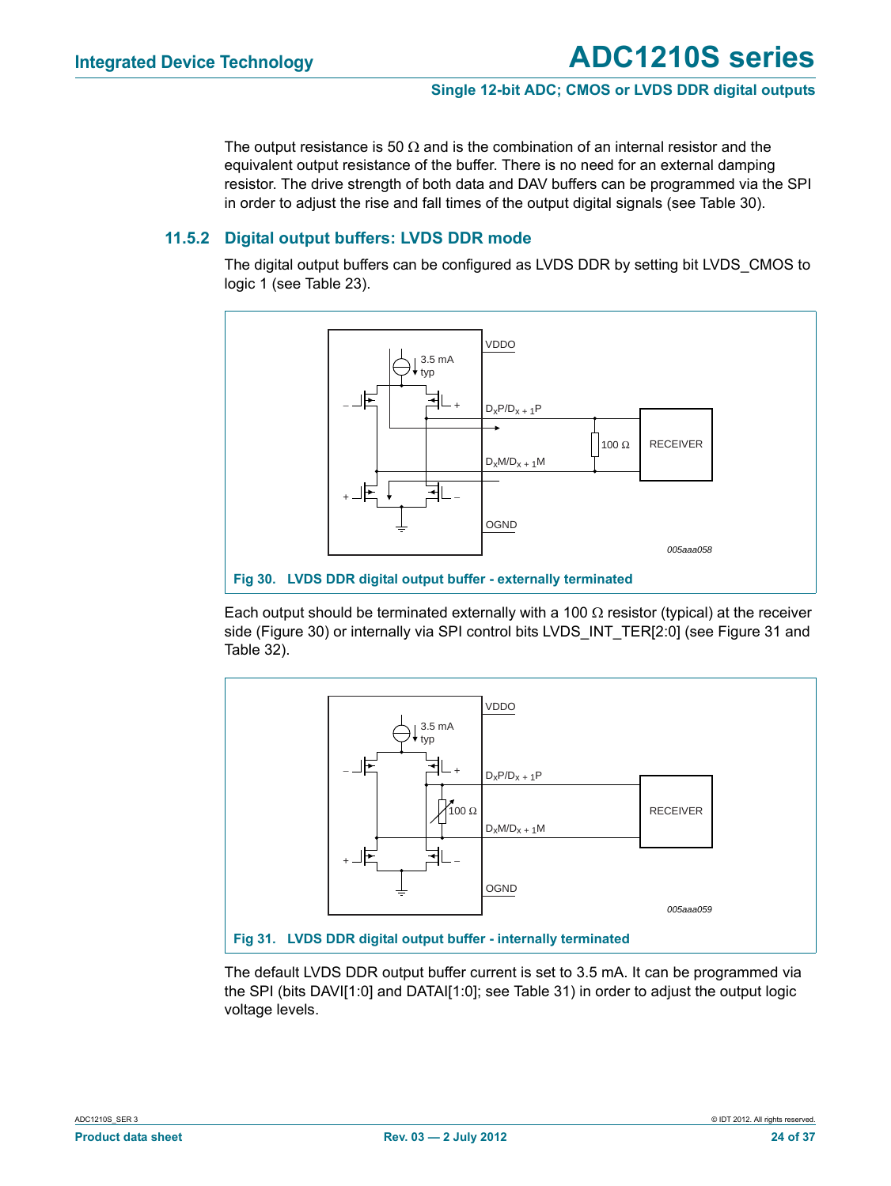The output resistance is 50 Ω and is the combination of an internal resistor and the equivalent output resistance of the buffer. There is no need for an external damping resistor. The drive strength of both data and DAV buffers can be programmed via the SPI in order to adjust the rise and fall times of the output digital signals (see Table 30).

### 11.5.2 Digital output buffers: LVDS DDR mode

The digital output buffers can be configured as LVDS DDR by setting bit LVDS_CMOS to logic 1 (see Table 23).

**Fig 30. LVDS DDR digital output buffer - externally terminated**

Each output should be terminated externally with a 100 Ω resistor (typical) at the receiver side (Figure 30) or internally via SPI control bits LVDS_INT_TER[2:0] (see Figure 31 and Table 32).

**Fig 31. LVDS DDR digital output buffer - internally terminated**

The default LVDS DDR output buffer current is set to 3.5 mA. It can be programmed via the SPI (bits DAVI[1:0] and DATAI[1:0]; see Table 31) in order to adjust the output logic voltage levels.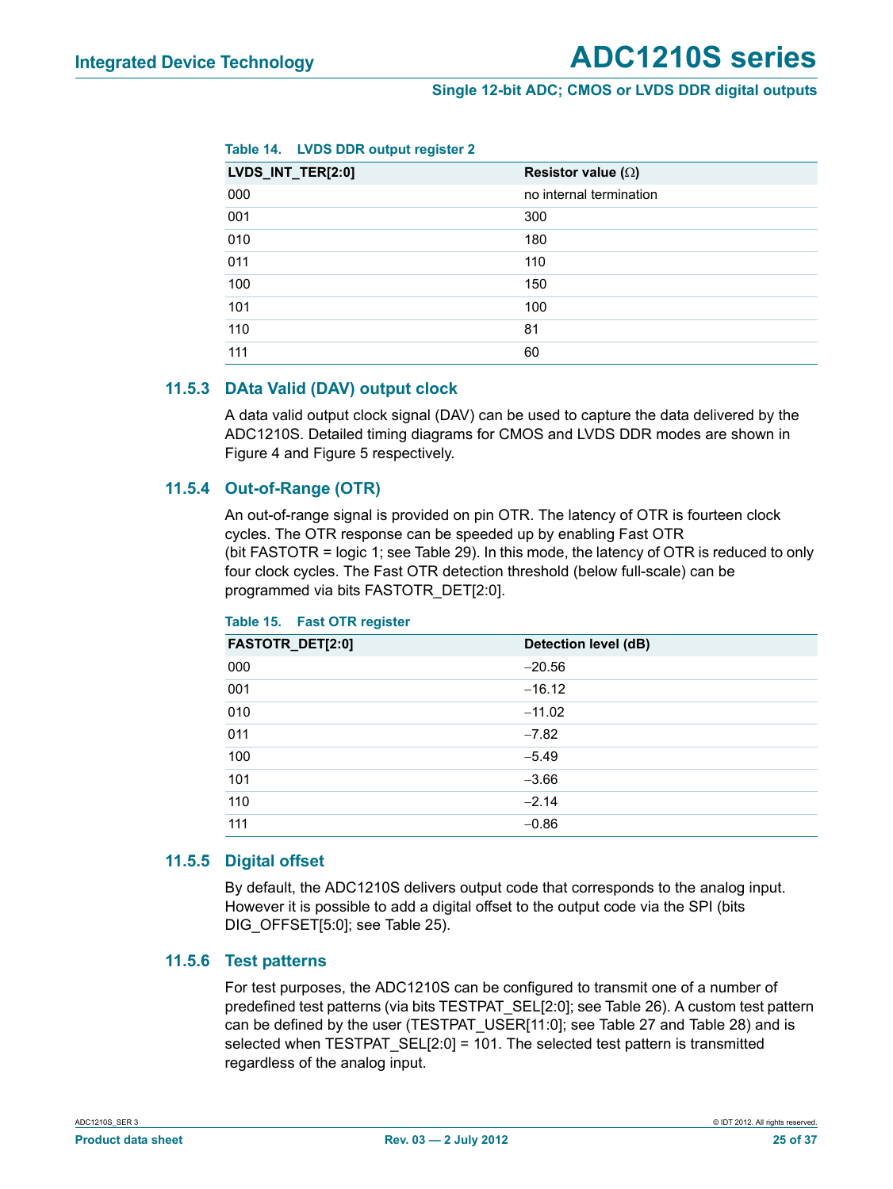**Table 14. LVDS DDR output register 2**

| LVDS_INT_TER[2:0] | Resistor value (Ω) |
|---|---|
| 000 | no internal termination |
| 001 | 300 |
| 010 | 180 |
| 011 | 110 |
| 100 | 150 |
| 101 | 100 |
| 110 | 81 |
| 111 | 60 |

### 11.5.3 DAta Valid (DAV) output clock

A data valid output clock signal (DAV) can be used to capture the data delivered by the ADC1210S. Detailed timing diagrams for CMOS and LVDS DDR modes are shown in Figure 4 and Figure 5 respectively.

### 11.5.4 Out-of-Range (OTR)

An out-of-range signal is provided on pin OTR. The latency of OTR is fourteen clock cycles. The OTR response can be speeded up by enabling Fast OTR (bit FASTOTR = logic 1; see Table 29). In this mode, the latency of OTR is reduced to only four clock cycles. The Fast OTR detection threshold (below full-scale) can be programmed via bits FASTOTR_DET[2:0].

**Table 15. Fast OTR register**

| FASTOTR_DET[2:0] | Detection level (dB) |
|---|---|
| 000 | −20.56 |
| 001 | −16.12 |
| 010 | −11.02 |
| 011 | −7.82 |
| 100 | −5.49 |
| 101 | −3.66 |
| 110 | −2.14 |
| 111 | −0.86 |

### 11.5.5 Digital offset

By default, the ADC1210S delivers output code that corresponds to the analog input. However it is possible to add a digital offset to the output code via the SPI (bits DIG_OFFSET[5:0]; see Table 25).

### 11.5.6 Test patterns

For test purposes, the ADC1210S can be configured to transmit one of a number of predefined test patterns (via bits TESTPAT_SEL[2:0]; see Table 26). A custom test pattern can be defined by the user (TESTPAT_USER[11:0]; see Table 27 and Table 28) and is selected when TESTPAT_SEL[2:0] = 101. The selected test pattern is transmitted regardless of the analog input.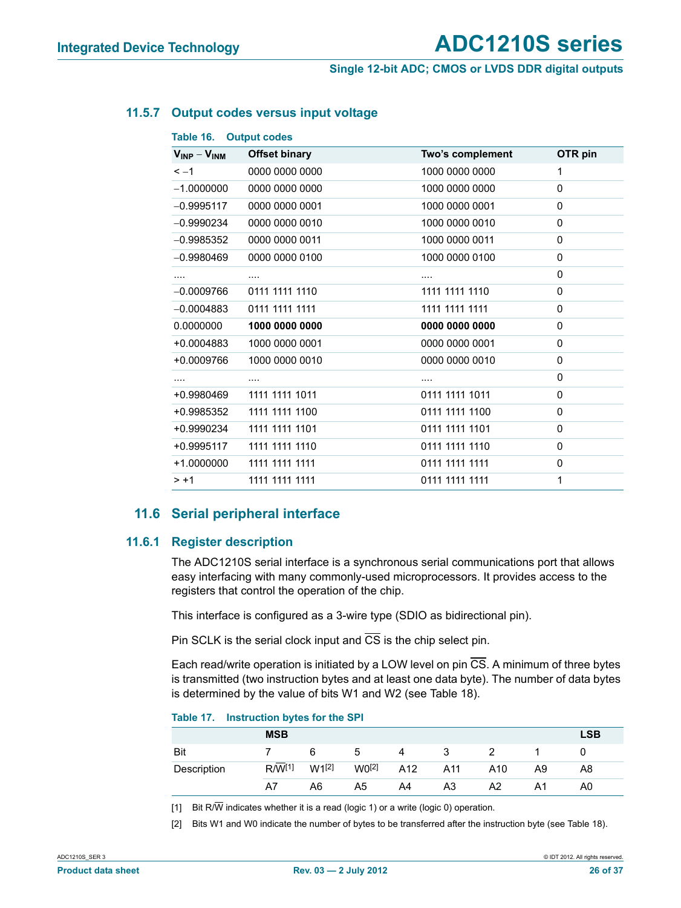### 11.5.7 Output codes versus input voltage

**Table 16. Output codes**

| $V_{INP} - V_{INM}$ | Offset binary | Two's complement | OTR pin |
|---|---|---|---|
| < −1 | 0000 0000 0000 | 1000 0000 0000 | 1 |
| −1.0000000 | 0000 0000 0000 | 1000 0000 0000 | 0 |
| −0.9995117 | 0000 0000 0001 | 1000 0000 0001 | 0 |
| −0.9990234 | 0000 0000 0010 | 1000 0000 0010 | 0 |
| −0.9985352 | 0000 0000 0011 | 1000 0000 0011 | 0 |
| −0.9980469 | 0000 0000 0100 | 1000 0000 0100 | 0 |
| .... | .... | .... | 0 |
| −0.0009766 | 0111 1111 1110 | 1111 1111 1110 | 0 |
| −0.0004883 | 0111 1111 1111 | 1111 1111 1111 | 0 |
| 0.0000000 | **1000 0000 0000** | **0000 0000 0000** | 0 |
| +0.0004883 | 1000 0000 0001 | 0000 0000 0001 | 0 |
| +0.0009766 | 1000 0000 0010 | 0000 0000 0010 | 0 |
| .... | .... | .... | 0 |
| +0.9980469 | 1111 1111 1011 | 0111 1111 1011 | 0 |
| +0.9985352 | 1111 1111 1100 | 0111 1111 1100 | 0 |
| +0.9990234 | 1111 1111 1101 | 0111 1111 1101 | 0 |
| +0.9995117 | 1111 1111 1110 | 0111 1111 1110 | 0 |
| +1.0000000 | 1111 1111 1111 | 0111 1111 1111 | 0 |
| > +1 | 1111 1111 1111 | 0111 1111 1111 | 1 |

## 11.6 Serial peripheral interface

### 11.6.1 Register description

The ADC1210S serial interface is a synchronous serial communications port that allows easy interfacing with many commonly-used microprocessors. It provides access to the registers that control the operation of the chip.

This interface is configured as a 3-wire type (SDIO as bidirectional pin).

Pin SCLK is the serial clock input and $\overline{CS}$ is the chip select pin.

Each read/write operation is initiated by a LOW level on pin $\overline{CS}$. A minimum of three bytes is transmitted (two instruction bytes and at least one data byte). The number of data bytes is determined by the value of bits W1 and W2 (see Table 18).

**Table 17. Instruction bytes for the SPI**

| | MSB | | | | | | | LSB |
|---|---|---|---|---|---|---|---|---|
| Bit | 7 | 6 | 5 | 4 | 3 | 2 | 1 | 0 |
| Description | R/$\overline{W}$[1] | W1[2] | W0[2] | A12 | A11 | A10 | A9 | A8 |
| | A7 | A6 | A5 | A4 | A3 | A2 | A1 | A0 |

[1] Bit R/$\overline{W}$ indicates whether it is a read (logic 1) or a write (logic 0) operation.

[2] Bits W1 and W0 indicate the number of bytes to be transferred after the instruction byte (see Table 18).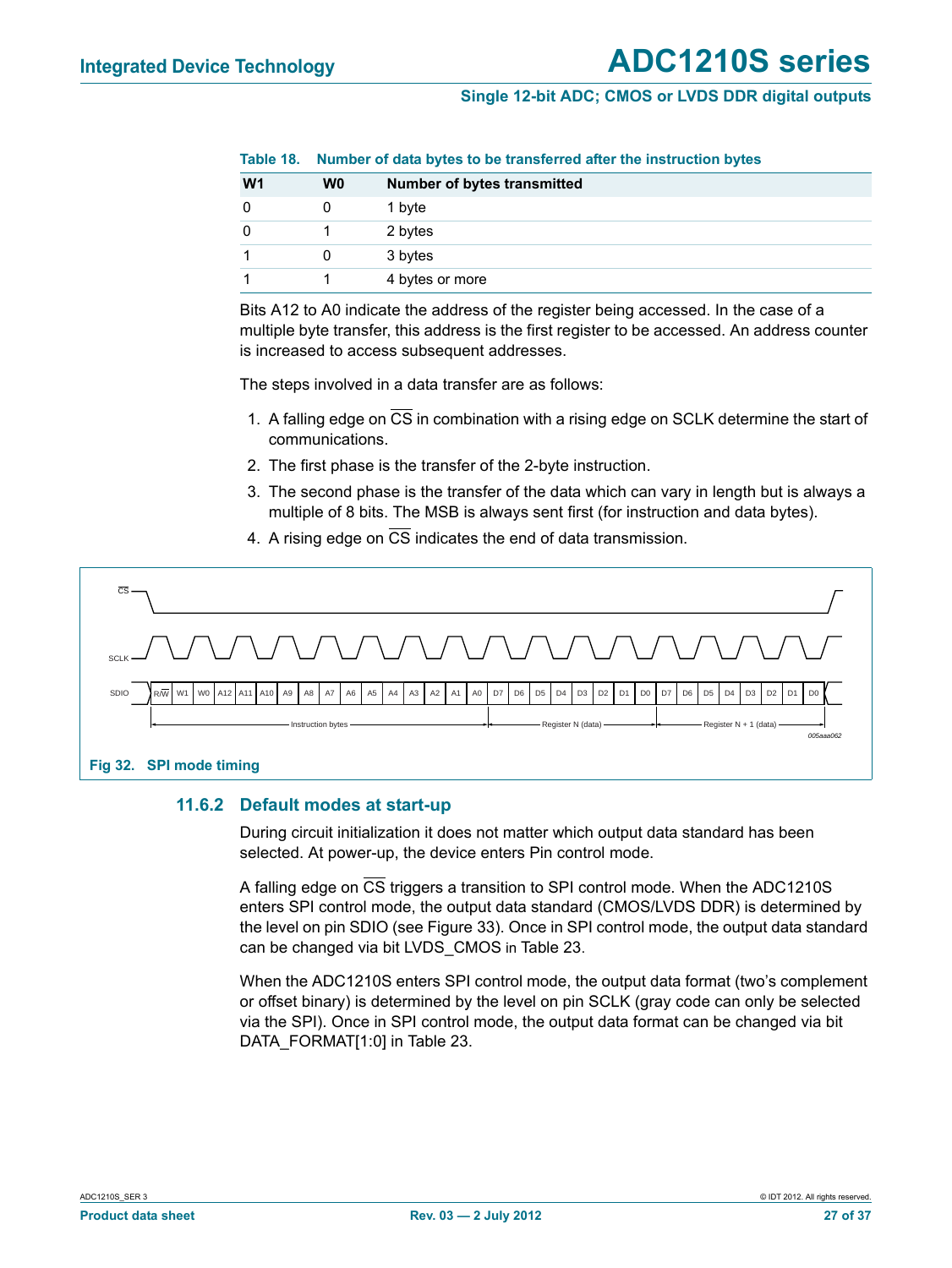**Table 18. Number of data bytes to be transferred after the instruction bytes**

| W1 | W0 | Number of bytes transmitted |
|---|---|---|
| 0 | 0 | 1 byte |
| 0 | 1 | 2 bytes |
| 1 | 0 | 3 bytes |
| 1 | 1 | 4 bytes or more |

Bits A12 to A0 indicate the address of the register being accessed. In the case of a multiple byte transfer, this address is the first register to be accessed. An address counter is increased to access subsequent addresses.

The steps involved in a data transfer are as follows:

1. A falling edge on $\overline{CS}$ in combination with a rising edge on SCLK determine the start of communications.
2. The first phase is the transfer of the 2-byte instruction.
3. The second phase is the transfer of the data which can vary in length but is always a multiple of 8 bits. The MSB is always sent first (for instruction and data bytes).
4. A rising edge on $\overline{CS}$ indicates the end of data transmission.

**Fig 32. SPI mode timing**

### 11.6.2 Default modes at start-up

During circuit initialization it does not matter which output data standard has been selected. At power-up, the device enters Pin control mode.

A falling edge on $\overline{CS}$ triggers a transition to SPI control mode. When the ADC1210S enters SPI control mode, the output data standard (CMOS/LVDS DDR) is determined by the level on pin SDIO (see Figure 33). Once in SPI control mode, the output data standard can be changed via bit LVDS_CMOS in Table 23.

When the ADC1210S enters SPI control mode, the output data format (two's complement or offset binary) is determined by the level on pin SCLK (gray code can only be selected via the SPI). Once in SPI control mode, the output data format can be changed via bit DATA_FORMAT[1:0] in Table 23.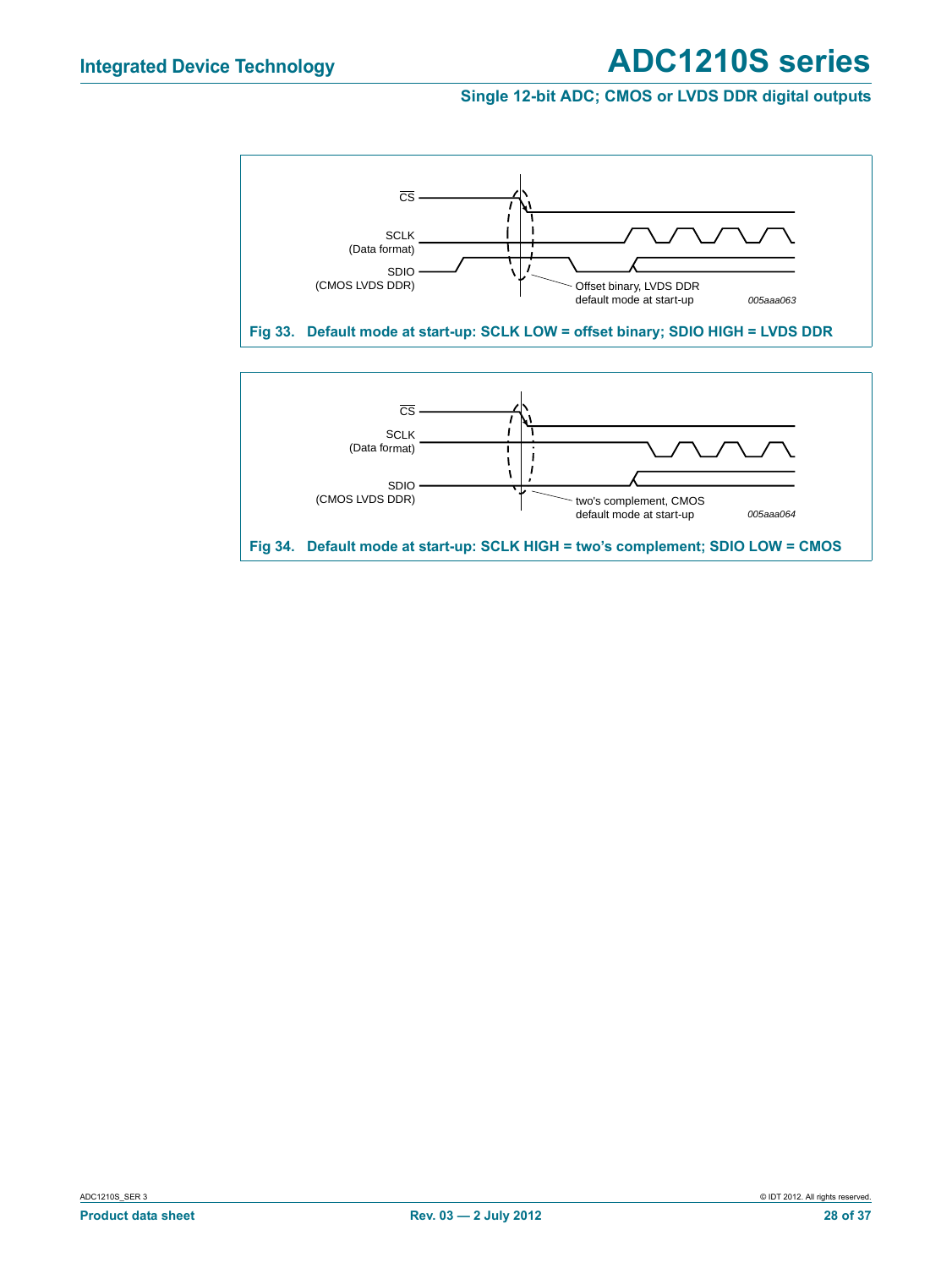CS

SCLK
(Data format)

SDIO
(CMOS LVDS DDR)

Offset binary, LVDS DDR
default mode at start-up

*005aaa063*

**Fig 33. Default mode at start-up: SCLK LOW = offset binary; SDIO HIGH = LVDS DDR**

CS

SCLK
(Data format)

SDIO
(CMOS LVDS DDR)

two's complement, CMOS
default mode at start-up

*005aaa064*

**Fig 34. Default mode at start-up: SCLK HIGH = two's complement; SDIO LOW = CMOS**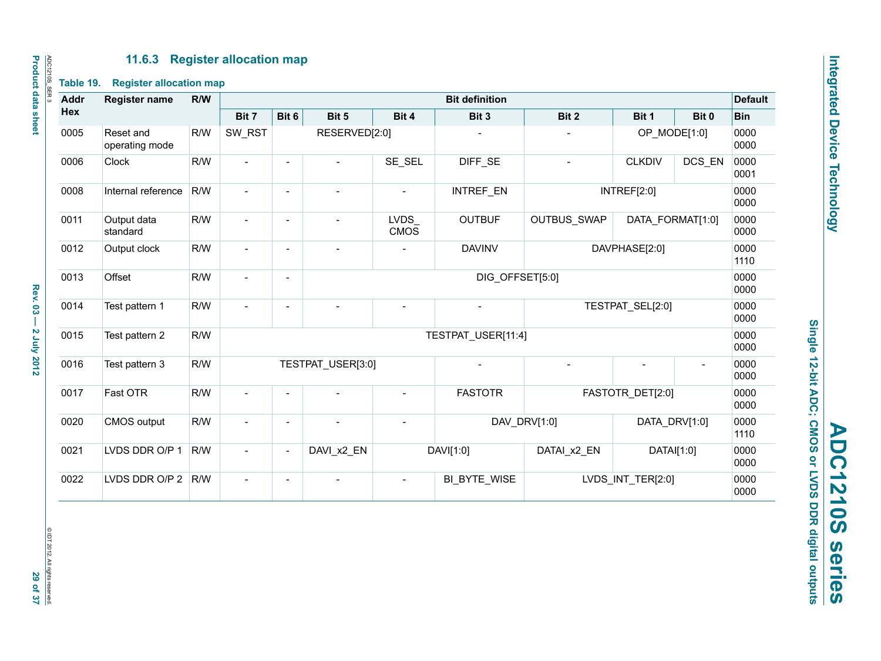### 11.6.3 Register allocation map

**Table 19. Register allocation map**

| Addr Hex | Register name | R/W | Bit definition | | | | | | | | Default |
|---|---|---|---|---|---|---|---|---|---|---|---|
| | | | Bit 7 | Bit 6 | Bit 5 | Bit 4 | Bit 3 | Bit 2 | Bit 1 | Bit 0 | Bin |
| 0005 | Reset and operating mode | R/W | SW_RST | RESERVED[2:0] | | | - | - | OP_MODE[1:0] | | 0000 0000 |
| 0006 | Clock | R/W | - | - | - | SE_SEL | DIFF_SE | - | CLKDIV | DCS_EN | 0000 0001 |
| 0008 | Internal reference | R/W | - | - | - | - | INTREF_EN | INTREF[2:0] | | | 0000 0000 |
| 0011 | Output data standard | R/W | - | - | - | LVDS_ CMOS | OUTBUF | OUTBUS_SWAP | DATA_FORMAT[1:0] | | 0000 0000 |
| 0012 | Output clock | R/W | - | - | - | - | DAVINV | DAVPHASE[2:0] | | | 0000 1110 |
| 0013 | Offset | R/W | - | - | DIG_OFFSET[5:0] | | | | | | 0000 0000 |
| 0014 | Test pattern 1 | R/W | - | - | - | - | - | TESTPAT_SEL[2:0] | | | 0000 0000 |
| 0015 | Test pattern 2 | R/W | TESTPAT_USER[11:4] | | | | | | | | 0000 0000 |
| 0016 | Test pattern 3 | R/W | TESTPAT_USER[3:0] | | | | - | - | - | - | 0000 0000 |
| 0017 | Fast OTR | R/W | - | - | - | - | FASTOTR | FASTOTR_DET[2:0] | | | 0000 0000 |
| 0020 | CMOS output | R/W | - | - | - | - | DAV_DRV[1:0] | | DATA_DRV[1:0] | | 0000 1110 |
| 0021 | LVDS DDR O/P 1 | R/W | - | - | DAVI_x2_EN | DAVI[1:0] | | DATAI_x2_EN | DATAI[1:0] | | 0000 0000 |
| 0022 | LVDS DDR O/P 2 | R/W | - | - | - | - | BI_BYTE_WISE | LVDS_INT_TER[2:0] | | | 0000 0000 |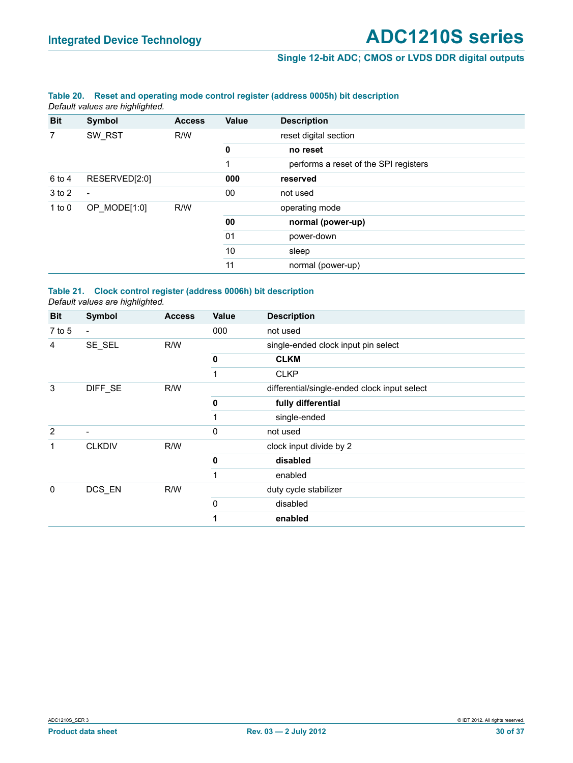**Table 20. Reset and operating mode control register (address 0005h) bit description**

*Default values are highlighted.*

| Bit | Symbol | Access | Value | Description |
|---|---|---|---|---|
| 7 | SW_RST | R/W | | reset digital section |
| | | | **0** | **no reset** |
| | | | 1 | performs a reset of the SPI registers |
| 6 to 4 | RESERVED[2:0] | | **000** | **reserved** |
| 3 to 2 | - | | 00 | not used |
| 1 to 0 | OP_MODE[1:0] | R/W | | operating mode |
| | | | **00** | **normal (power-up)** |
| | | | 01 | power-down |
| | | | 10 | sleep |
| | | | 11 | normal (power-up) |

**Table 21. Clock control register (address 0006h) bit description**

*Default values are highlighted.*

| Bit | Symbol | Access | Value | Description |
|---|---|---|---|---|
| 7 to 5 | - | | 000 | not used |
| 4 | SE_SEL | R/W | | single-ended clock input pin select |
| | | | **0** | **CLKM** |
| | | | 1 | CLKP |
| 3 | DIFF_SE | R/W | | differential/single-ended clock input select |
| | | | **0** | **fully differential** |
| | | | 1 | single-ended |
| 2 | - | | 0 | not used |
| 1 | CLKDIV | R/W | | clock input divide by 2 |
| | | | **0** | **disabled** |
| | | | 1 | enabled |
| 0 | DCS_EN | R/W | | duty cycle stabilizer |
| | | | 0 | disabled |
| | | | **1** | **enabled** |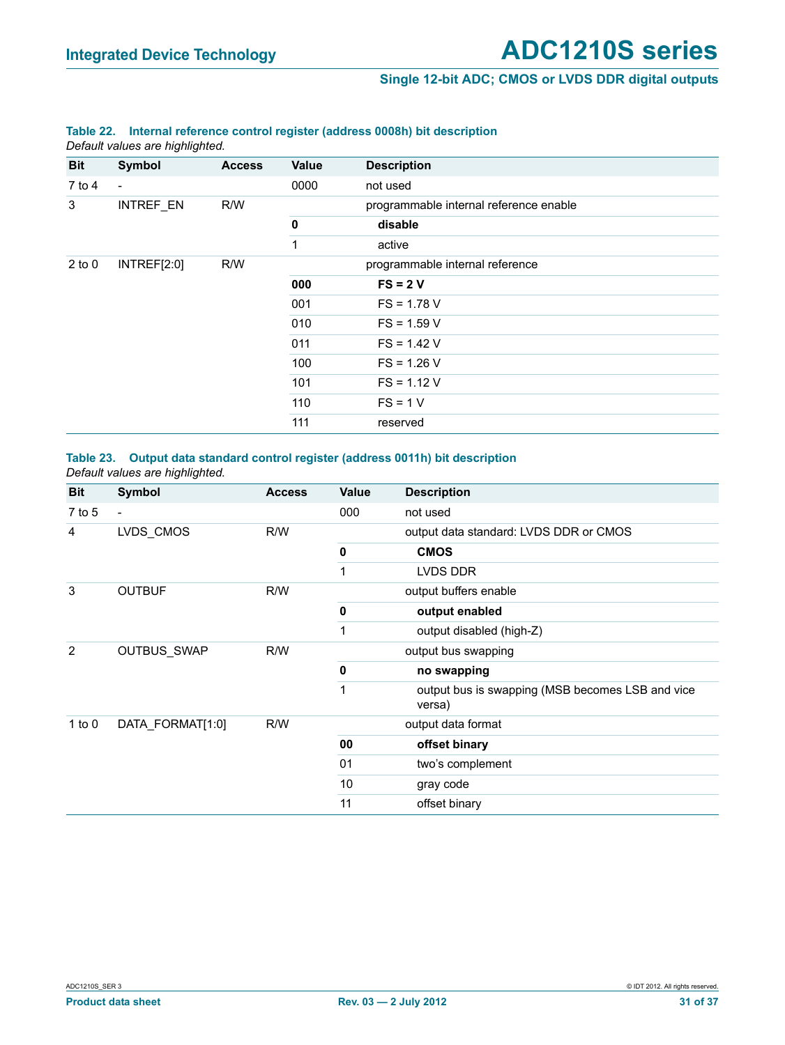**Table 22. Internal reference control register (address 0008h) bit description**

*Default values are highlighted.*

| Bit | Symbol | Access | Value | Description |
|---|---|---|---|---|
| 7 to 4 | - | | 0000 | not used |
| 3 | INTREF_EN | R/W | | programmable internal reference enable |
| | | | **0** | **disable** |
| | | | 1 | active |
| 2 to 0 | INTREF[2:0] | R/W | | programmable internal reference |
| | | | **000** | **FS = 2 V** |
| | | | 001 | FS = 1.78 V |
| | | | 010 | FS = 1.59 V |
| | | | 011 | FS = 1.42 V |
| | | | 100 | FS = 1.26 V |
| | | | 101 | FS = 1.12 V |
| | | | 110 | FS = 1 V |
| | | | 111 | reserved |

**Table 23. Output data standard control register (address 0011h) bit description**

*Default values are highlighted.*

| Bit | Symbol | Access | Value | Description |
|---|---|---|---|---|
| 7 to 5 | - | | 000 | not used |
| 4 | LVDS_CMOS | R/W | | output data standard: LVDS DDR or CMOS |
| | | | **0** | **CMOS** |
| | | | 1 | LVDS DDR |
| 3 | OUTBUF | R/W | | output buffers enable |
| | | | **0** | **output enabled** |
| | | | 1 | output disabled (high-Z) |
| 2 | OUTBUS_SWAP | R/W | | output bus swapping |
| | | | **0** | **no swapping** |
| | | | 1 | output bus is swapping (MSB becomes LSB and vice versa) |
| 1 to 0 | DATA_FORMAT[1:0] | R/W | | output data format |
| | | | **00** | **offset binary** |
| | | | 01 | two's complement |
| | | | 10 | gray code |
| | | | 11 | offset binary |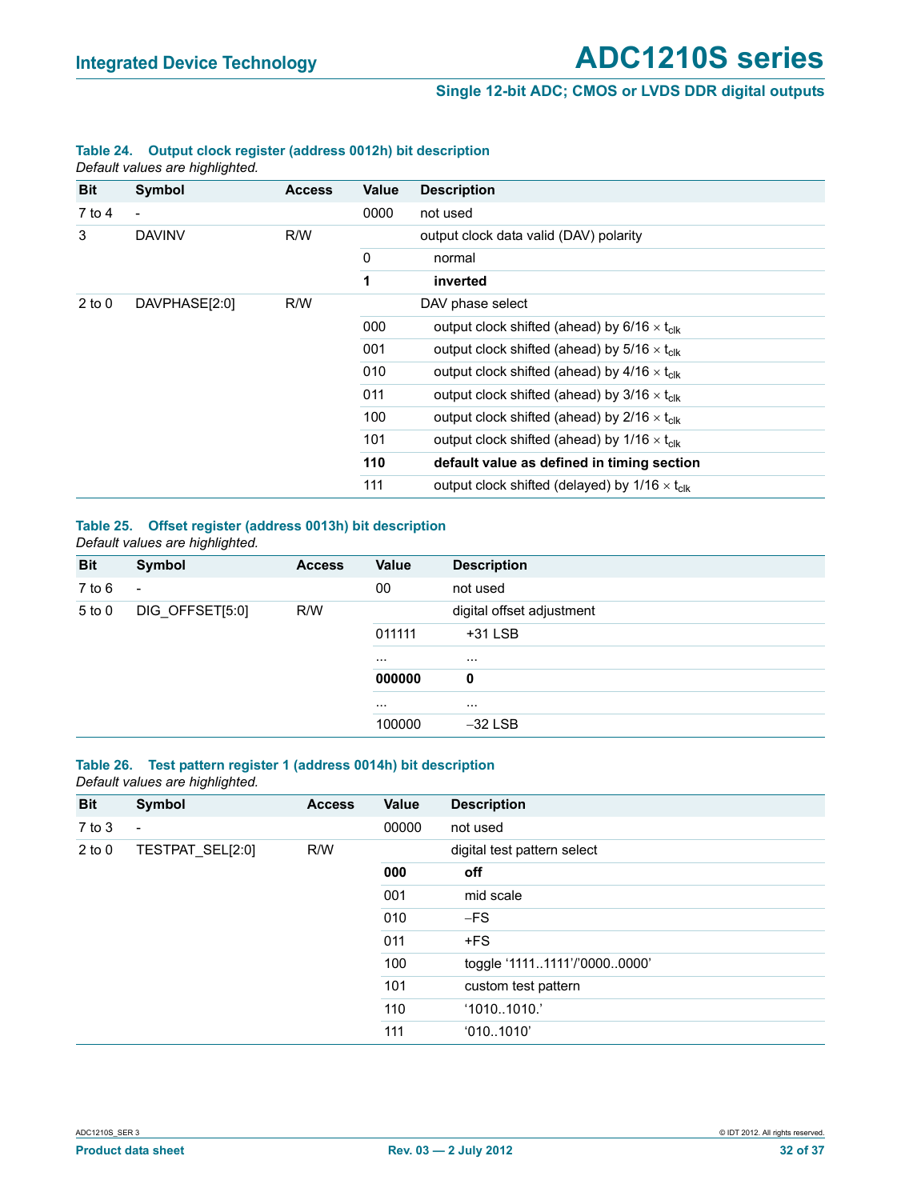**Table 24. Output clock register (address 0012h) bit description**

*Default values are highlighted.*

| Bit | Symbol | Access | Value | Description |
|---|---|---|---|---|
| 7 to 4 | - | | 0000 | not used |
| 3 | DAVINV | R/W | | output clock data valid (DAV) polarity |
| | | | 0 | normal |
| | | | **1** | **inverted** |
| 2 to 0 | DAVPHASE[2:0] | R/W | | DAV phase select |
| | | | 000 | output clock shifted (ahead) by 6/16 × $t_{clk}$ |
| | | | 001 | output clock shifted (ahead) by 5/16 × $t_{clk}$ |
| | | | 010 | output clock shifted (ahead) by 4/16 × $t_{clk}$ |
| | | | 011 | output clock shifted (ahead) by 3/16 × $t_{clk}$ |
| | | | 100 | output clock shifted (ahead) by 2/16 × $t_{clk}$ |
| | | | 101 | output clock shifted (ahead) by 1/16 × $t_{clk}$ |
| | | | **110** | **default value as defined in timing section** |
| | | | 111 | output clock shifted (delayed) by 1/16 × $t_{clk}$ |

**Table 25. Offset register (address 0013h) bit description**

*Default values are highlighted.*

| Bit | Symbol | Access | Value | Description |
|---|---|---|---|---|
| 7 to 6 | - | | 00 | not used |
| 5 to 0 | DIG_OFFSET[5:0] | R/W | | digital offset adjustment |
| | | | 011111 | +31 LSB |
| | | | ... | ... |
| | | | **000000** | **0** |
| | | | ... | ... |
| | | | 100000 | −32 LSB |

**Table 26. Test pattern register 1 (address 0014h) bit description**

*Default values are highlighted.*

| Bit | Symbol | Access | Value | Description |
|---|---|---|---|---|
| 7 to 3 | - | | 00000 | not used |
| 2 to 0 | TESTPAT_SEL[2:0] | R/W | | digital test pattern select |
| | | | **000** | **off** |
| | | | 001 | mid scale |
| | | | 010 | −FS |
| | | | 011 | +FS |
| | | | 100 | toggle '1111..1111'/'0000..0000' |
| | | | 101 | custom test pattern |
| | | | 110 | '1010..1010.' |
| | | | 111 | '010..1010' |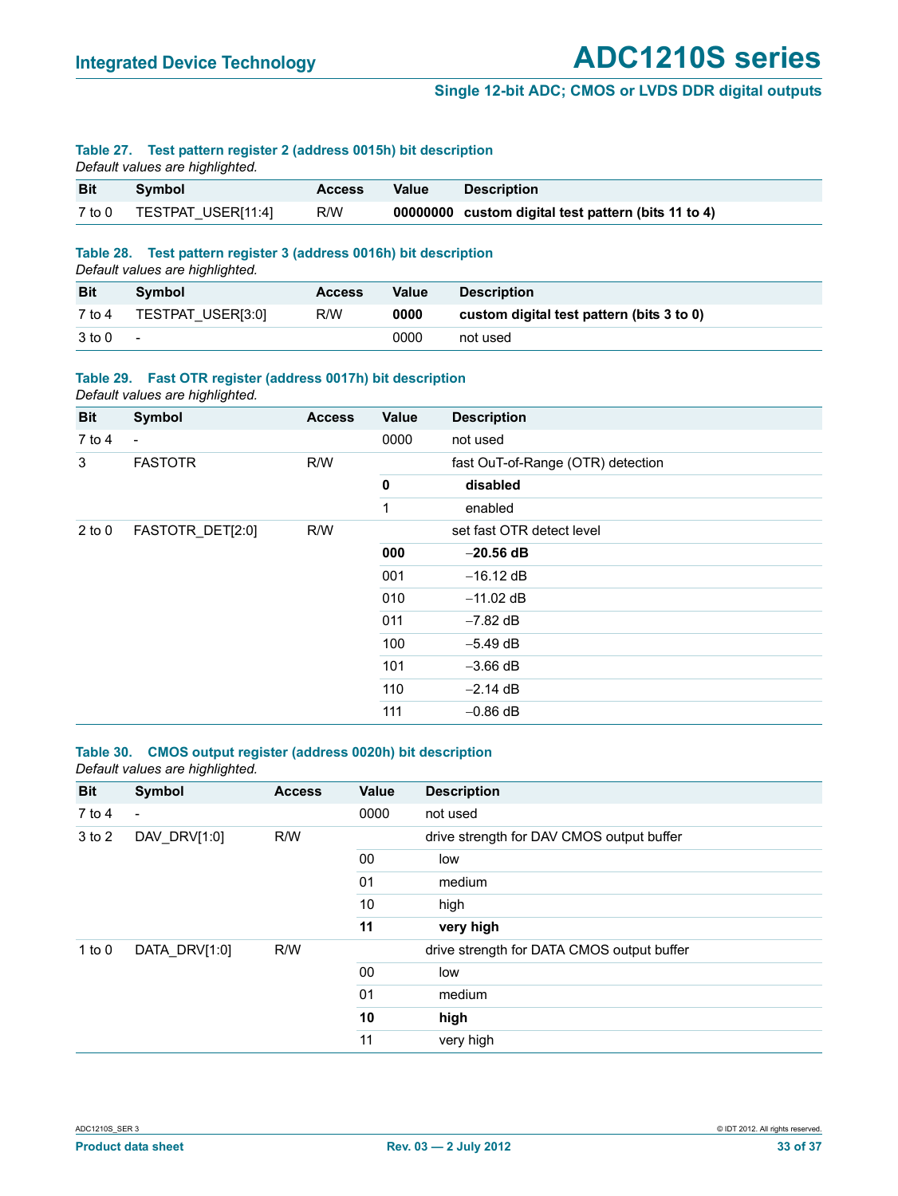**Table 27. Test pattern register 2 (address 0015h) bit description**

*Default values are highlighted.*

| Bit | Symbol | Access | Value | Description |
|---|---|---|---|---|
| 7 to 0 | TESTPAT_USER[11:4] | R/W | **00000000** | **custom digital test pattern (bits 11 to 4)** |

**Table 28. Test pattern register 3 (address 0016h) bit description**

*Default values are highlighted.*

| Bit | Symbol | Access | Value | Description |
|---|---|---|---|---|
| 7 to 4 | TESTPAT_USER[3:0] | R/W | **0000** | **custom digital test pattern (bits 3 to 0)** |
| 3 to 0 | - | | 0000 | not used |

**Table 29. Fast OTR register (address 0017h) bit description**

*Default values are highlighted.*

| Bit | Symbol | Access | Value | Description |
|---|---|---|---|---|
| 7 to 4 | - | | 0000 | not used |
| 3 | FASTOTR | R/W | | fast OuT-of-Range (OTR) detection |
| | | | **0** | **disabled** |
| | | | 1 | enabled |
| 2 to 0 | FASTOTR_DET[2:0] | R/W | | set fast OTR detect level |
| | | | **000** | **−20.56 dB** |
| | | | 001 | −16.12 dB |
| | | | 010 | −11.02 dB |
| | | | 011 | −7.82 dB |
| | | | 100 | −5.49 dB |
| | | | 101 | −3.66 dB |
| | | | 110 | −2.14 dB |
| | | | 111 | −0.86 dB |

**Table 30. CMOS output register (address 0020h) bit description**

*Default values are highlighted.*

| Bit | Symbol | Access | Value | Description |
|---|---|---|---|---|
| 7 to 4 | - | | 0000 | not used |
| 3 to 2 | DAV_DRV[1:0] | R/W | | drive strength for DAV CMOS output buffer |
| | | | 00 | low |
| | | | 01 | medium |
| | | | 10 | high |
| | | | **11** | **very high** |
| 1 to 0 | DATA_DRV[1:0] | R/W | | drive strength for DATA CMOS output buffer |
| | | | 00 | low |
| | | | 01 | medium |
| | | | **10** | **high** |
| | | | 11 | very high |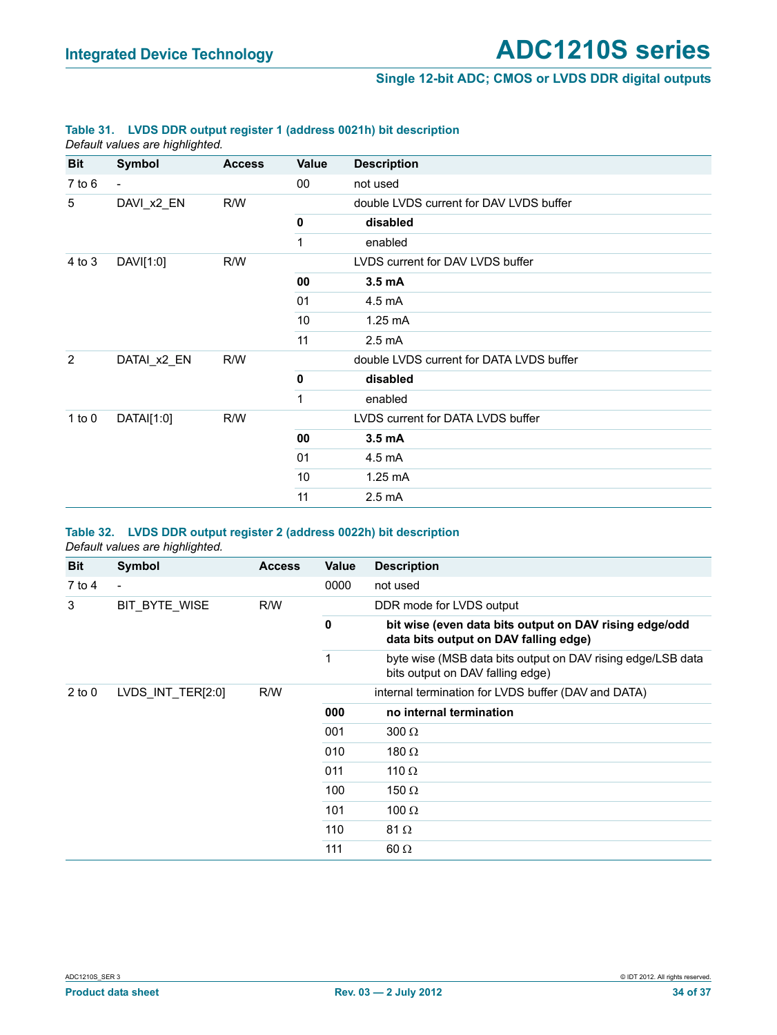**Table 31. LVDS DDR output register 1 (address 0021h) bit description**

*Default values are highlighted.*

| Bit | Symbol | Access | Value | Description |
|---|---|---|---|---|
| 7 to 6 | - | | 00 | not used |
| 5 | DAVI_x2_EN | R/W | | double LVDS current for DAV LVDS buffer |
| | | | **0** | **disabled** |
| | | | 1 | enabled |
| 4 to 3 | DAVI[1:0] | R/W | | LVDS current for DAV LVDS buffer |
| | | | **00** | **3.5 mA** |
| | | | 01 | 4.5 mA |
| | | | 10 | 1.25 mA |
| | | | 11 | 2.5 mA |
| 2 | DATAI_x2_EN | R/W | | double LVDS current for DATA LVDS buffer |
| | | | **0** | **disabled** |
| | | | 1 | enabled |
| 1 to 0 | DATAI[1:0] | R/W | | LVDS current for DATA LVDS buffer |
| | | | **00** | **3.5 mA** |
| | | | 01 | 4.5 mA |
| | | | 10 | 1.25 mA |
| | | | 11 | 2.5 mA |

**Table 32. LVDS DDR output register 2 (address 0022h) bit description**

*Default values are highlighted.*

| Bit | Symbol | Access | Value | Description |
|---|---|---|---|---|
| 7 to 4 | - | | 0000 | not used |
| 3 | BIT_BYTE_WISE | R/W | | DDR mode for LVDS output |
| | | | **0** | **bit wise (even data bits output on DAV rising edge/odd data bits output on DAV falling edge)** |
| | | | 1 | byte wise (MSB data bits output on DAV rising edge/LSB data bits output on DAV falling edge) |
| 2 to 0 | LVDS_INT_TER[2:0] | R/W | | internal termination for LVDS buffer (DAV and DATA) |
| | | | **000** | **no internal termination** |
| | | | 001 | 300 Ω |
| | | | 010 | 180 Ω |
| | | | 011 | 110 Ω |
| | | | 100 | 150 Ω |
| | | | 101 | 100 Ω |
| | | | 110 | 81 Ω |
| | | | 111 | 60 Ω |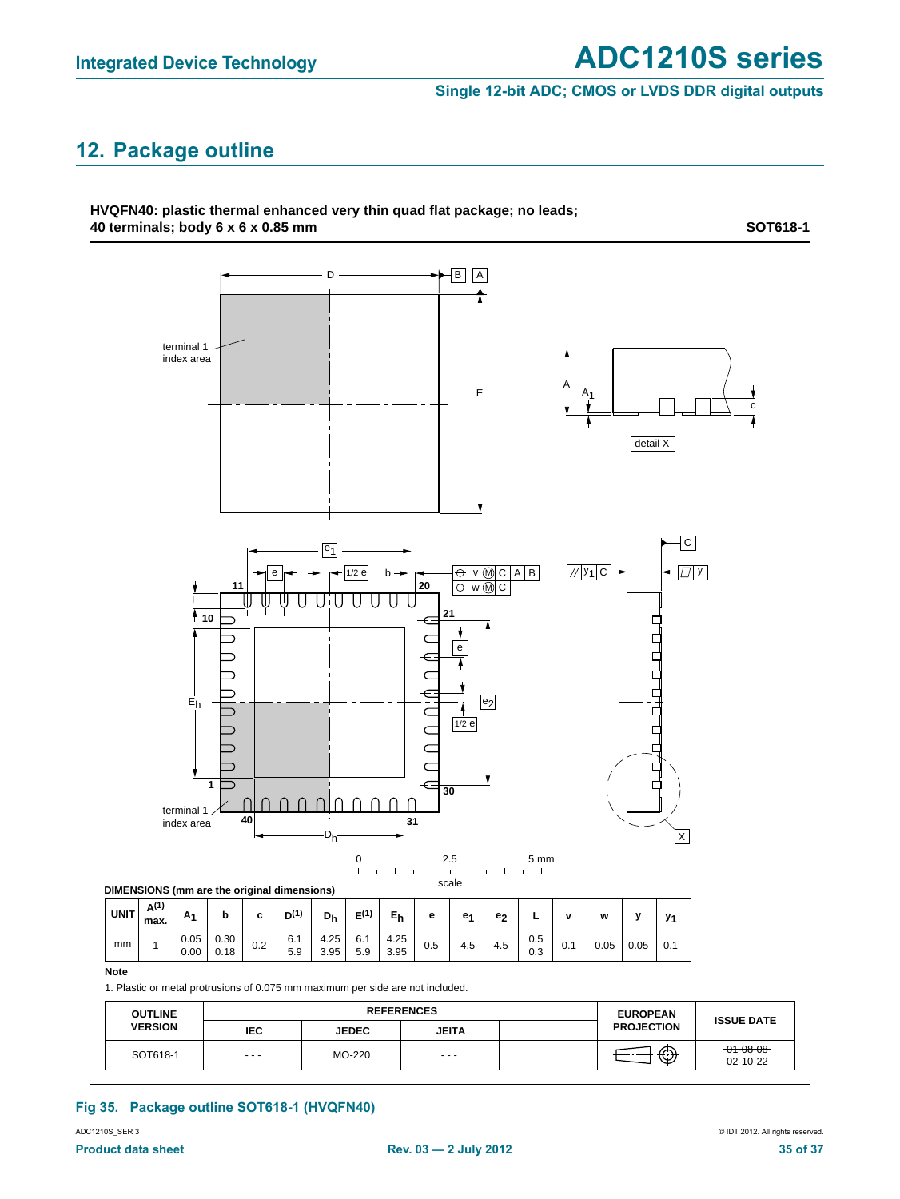## 12. Package outline

**HVQFN40: plastic thermal enhanced very thin quad flat package; no leads; 40 terminals; body 6 x 6 x 0.85 mm** **SOT618-1**

**DIMENSIONS (mm are the original dimensions)**

| UNIT | A(1) max. | $A_1$ | b | c | D(1) | $D_h$ | E(1) | $E_h$ | e | $e_1$ | $e_2$ | L | v | w | y | $y_1$ |
|---|---|---|---|---|---|---|---|---|---|---|---|---|---|---|---|---|
| mm | 1 | 0.05<br>0.00 | 0.30<br>0.18 | 0.2 | 6.1<br>5.9 | 4.25<br>3.95 | 6.1<br>5.9 | 4.25<br>3.95 | 0.5 | 4.5 | 4.5 | 0.5<br>0.3 | 0.1 | 0.05 | 0.05 | 0.1 |

**Note**

1. Plastic or metal protrusions of 0.075 mm maximum per side are not included.

| OUTLINE VERSION | REFERENCES | | | | EUROPEAN PROJECTION | ISSUE DATE |
|---|---|---|---|---|---|---|
| | IEC | JEDEC | JEITA | | | |
| SOT618-1 | - - - | MO-220 | - - - | | | ~~01-08-08~~<br>02-10-22 |

Fig 35. Package outline SOT618-1 (HVQFN40)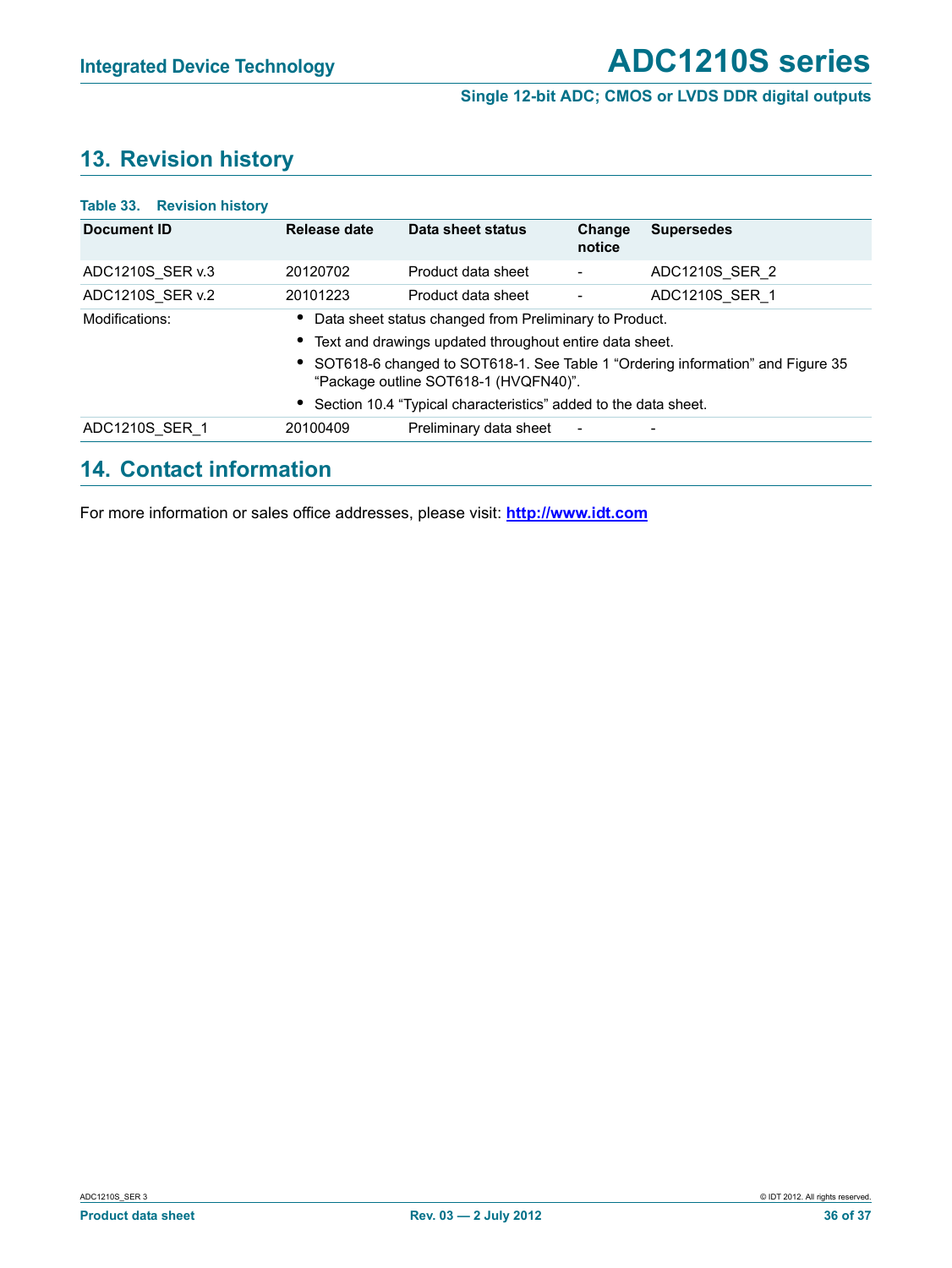## 13. Revision history

**Table 33. Revision history**

| Document ID | Release date | Data sheet status | Change notice | Supersedes |
|---|---|---|---|---|
| ADC1210S_SER v.3 | 20120702 | Product data sheet | - | ADC1210S_SER_2 |
| ADC1210S_SER v.2 | 20101223 | Product data sheet | - | ADC1210S_SER_1 |
| Modifications: | • Data sheet status changed from Preliminary to Product. • Text and drawings updated throughout entire data sheet. • SOT618-6 changed to SOT618-1. See Table 1 “Ordering information” and Figure 35 “Package outline SOT618-1 (HVQFN40)”. • Section 10.4 “Typical characteristics” added to the data sheet. | | | |
| ADC1210S_SER_1 | 20100409 | Preliminary data sheet | - | - |

## 14. Contact information

For more information or sales office addresses, please visit: **http://www.idt.com**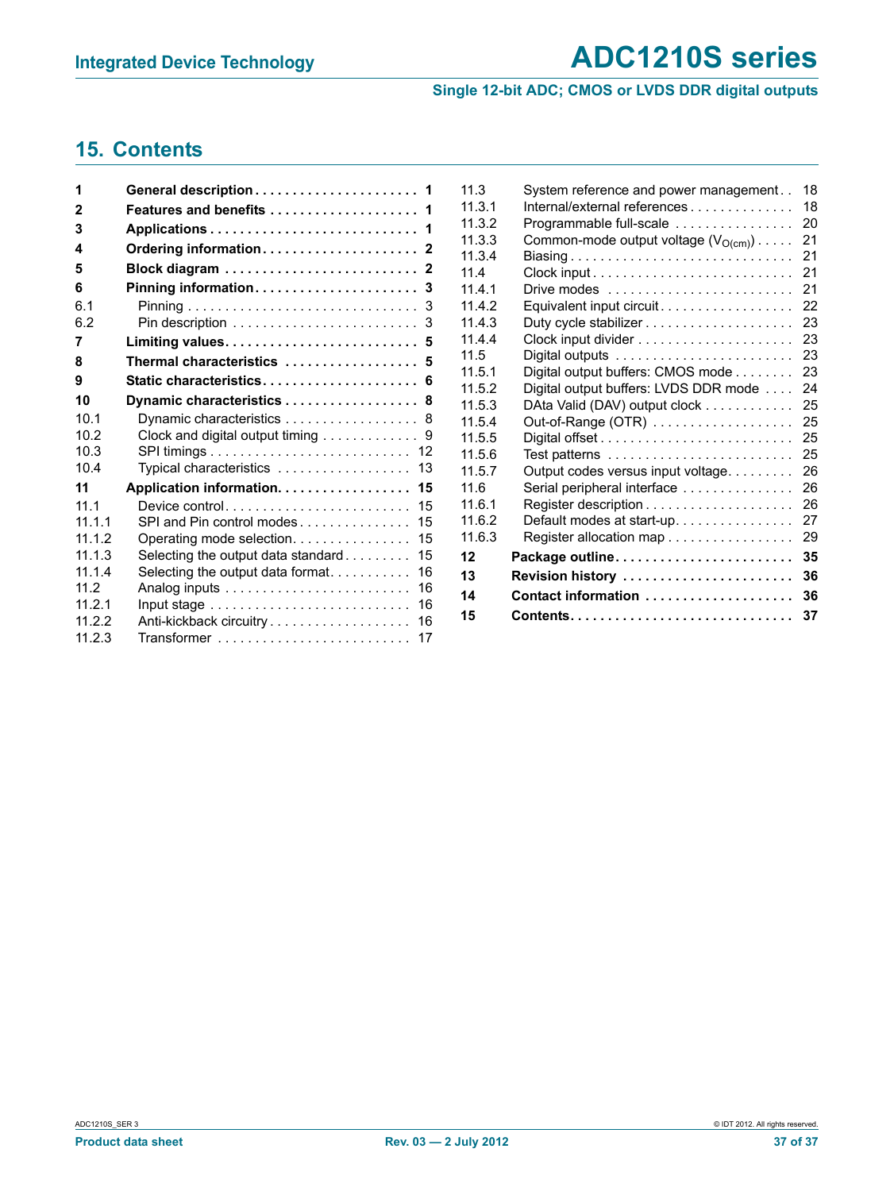## 15. Contents

| | | |
|---|---|---|
| **1** | **General description** | **1** |
| **2** | **Features and benefits** | **1** |
| **3** | **Applications** | **1** |
| **4** | **Ordering information** | **2** |
| **5** | **Block diagram** | **2** |
| **6** | **Pinning information** | **3** |
| 6.1 | Pinning | 3 |
| 6.2 | Pin description | 3 |
| **7** | **Limiting values** | **5** |
| **8** | **Thermal characteristics** | **5** |
| **9** | **Static characteristics** | **6** |
| **10** | **Dynamic characteristics** | **8** |
| 10.1 | Dynamic characteristics | 8 |
| 10.2 | Clock and digital output timing | 9 |
| 10.3 | SPI timings | 12 |
| 10.4 | Typical characteristics | 13 |
| **11** | **Application information** | **15** |
| 11.1 | Device control | 15 |
| 11.1.1 | SPI and Pin control modes | 15 |
| 11.1.2 | Operating mode selection | 15 |
| 11.1.3 | Selecting the output data standard | 15 |
| 11.1.4 | Selecting the output data format | 16 |
| 11.2 | Analog inputs | 16 |
| 11.2.1 | Input stage | 16 |
| 11.2.2 | Anti-kickback circuitry | 16 |
| 11.2.3 | Transformer | 17 |
| 11.3 | System reference and power management | 18 |
| 11.3.1 | Internal/external references | 18 |
| 11.3.2 | Programmable full-scale | 20 |
| 11.3.3 | Common-mode output voltage ($V_{O(cm)}$) | 21 |
| 11.3.4 | Biasing | 21 |
| 11.4 | Clock input | 21 |
| 11.4.1 | Drive modes | 21 |
| 11.4.2 | Equivalent input circuit | 22 |
| 11.4.3 | Duty cycle stabilizer | 23 |
| 11.4.4 | Clock input divider | 23 |
| 11.5 | Digital outputs | 23 |
| 11.5.1 | Digital output buffers: CMOS mode | 23 |
| 11.5.2 | Digital output buffers: LVDS DDR mode | 24 |
| 11.5.3 | DAta Valid (DAV) output clock | 25 |
| 11.5.4 | Out-of-Range (OTR) | 25 |
| 11.5.5 | Digital offset | 25 |
| 11.5.6 | Test patterns | 25 |
| 11.5.7 | Output codes versus input voltage | 26 |
| 11.6 | Serial peripheral interface | 26 |
| 11.6.1 | Register description | 26 |
| 11.6.2 | Default modes at start-up | 27 |
| 11.6.3 | Register allocation map | 29 |
| **12** | **Package outline** | **35** |
| **13** | **Revision history** | **36** |
| **14** | **Contact information** | **36** |
| **15** | **Contents** | **37** |